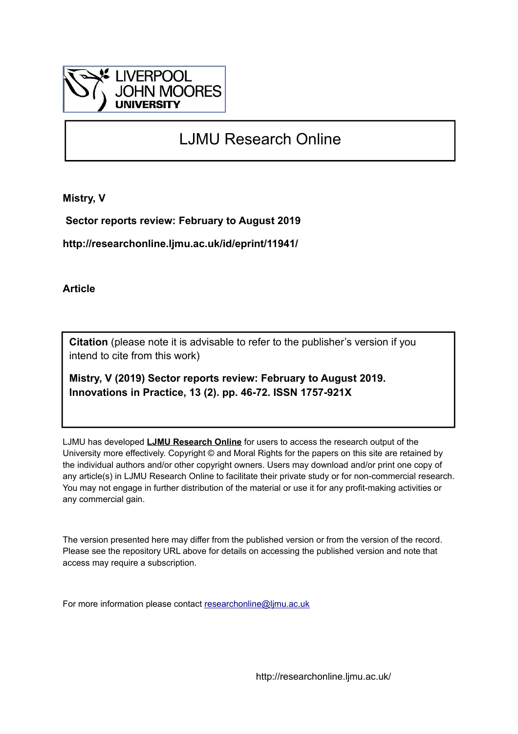LIVERPOOL JOHN MOORES UNIVERSITY

# LJMU Research Online

**Mistry, V**

**Sector reports review: February to August 2019**

**http://researchonline.ljmu.ac.uk/id/eprint/11941/**

**Article**

**Citation** (please note it is advisable to refer to the publisher's version if you intend to cite from this work)

**Mistry, V (2019) Sector reports review: February to August 2019. Innovations in Practice, 13 (2). pp. 46-72. ISSN 1757-921X**

LJMU has developed **LJMU Research Online** for users to access the research output of the University more effectively. Copyright © and Moral Rights for the papers on this site are retained by the individual authors and/or other copyright owners. Users may download and/or print one copy of any article(s) in LJMU Research Online to facilitate their private study or for non-commercial research. You may not engage in further distribution of the material or use it for any profit-making activities or any commercial gain.

The version presented here may differ from the published version or from the version of the record. Please see the repository URL above for details on accessing the published version and note that access may require a subscription.

For more information please contact researchonline@ljmu.ac.uk

http://researchonline.ljmu.ac.uk/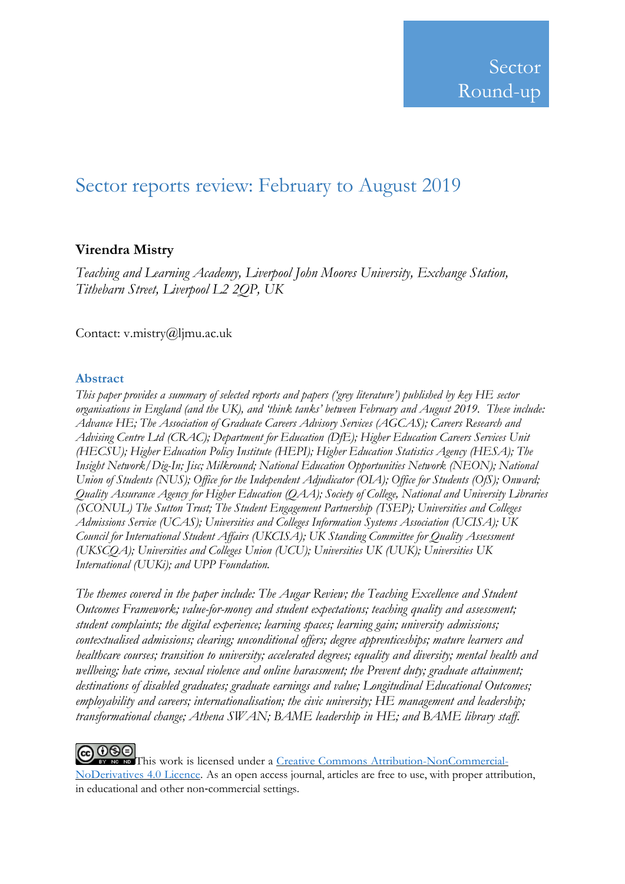Sector Round-up

# Sector reports review: February to August 2019

**Virendra Mistry**

*Teaching and Learning Academy, Liverpool John Moores University, Exchange Station, Tithebarn Street, Liverpool L2 2QP, UK*

Contact: v.mistry@ljmu.ac.uk

## Abstract

*This paper provides a summary of selected reports and papers ('grey literature') published by key HE sector organisations in England (and the UK), and 'think tanks' between February and August 2019. These include: Advance HE; The Association of Graduate Careers Advisory Services (AGCAS); Careers Research and Advising Centre Ltd (CRAC); Department for Education (DfE); Higher Education Careers Services Unit (HECSU); Higher Education Policy Institute (HEPI); Higher Education Statistics Agency (HESA); The Insight Network/Dig-In; Jisc; Milkround; National Education Opportunities Network (NEON); National Union of Students (NUS); Office for the Independent Adjudicator (OIA); Office for Students (OfS); Onward; Quality Assurance Agency for Higher Education (QAA); Society of College, National and University Libraries (SCONUL) The Sutton Trust; The Student Engagement Partnership (TSEP); Universities and Colleges Admissions Service (UCAS); Universities and Colleges Information Systems Association (UCISA); UK Council for International Student Affairs (UKCISA); UK Standing Committee for Quality Assessment (UKSCQA); Universities and Colleges Union (UCU); Universities UK (UUK); Universities UK International (UUKi); and UPP Foundation.*

*The themes covered in the paper include: The Augar Review; the Teaching Excellence and Student Outcomes Framework; value-for-money and student expectations; teaching quality and assessment; student complaints; the digital experience; learning spaces; learning gain; university admissions; contextualised admissions; clearing; unconditional offers; degree apprenticeships; mature learners and healthcare courses; transition to university; accelerated degrees; equality and diversity; mental health and wellbeing; hate crime, sexual violence and online harassment; the Prevent duty; graduate attainment; destinations of disabled graduates; graduate earnings and value; Longitudinal Educational Outcomes; employability and careers; internationalisation; the civic university; HE management and leadership; transformational change; Athena SWAN; BAME leadership in HE; and BAME library staff.*

This work is licensed under a [Creative Commons Attribution-NonCommercial-NoDerivatives 4.0 Licence](https://creativecommons.org/licenses/by-nc-nd/4.0/). As an open access journal, articles are free to use, with proper attribution, in educational and other non-commercial settings.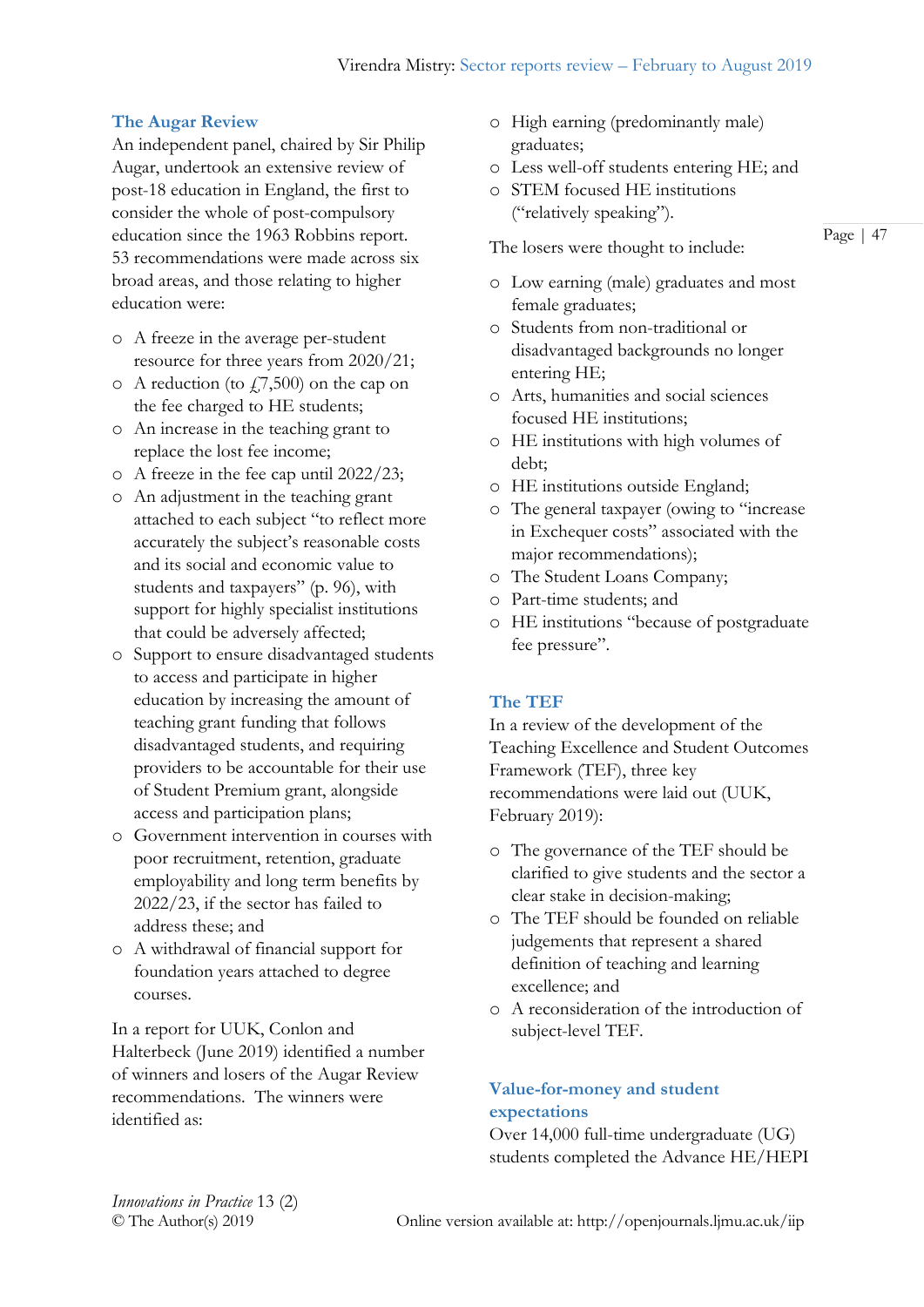### The Augar Review

An independent panel, chaired by Sir Philip Augar, undertook an extensive review of post-18 education in England, the first to consider the whole of post-compulsory education since the 1963 Robbins report. 53 recommendations were made across six broad areas, and those relating to higher education were:

- A freeze in the average per-student resource for three years from 2020/21;
- A reduction (to £7,500) on the cap on the fee charged to HE students;
- An increase in the teaching grant to replace the lost fee income;
- A freeze in the fee cap until 2022/23;
- An adjustment in the teaching grant attached to each subject "to reflect more accurately the subject's reasonable costs and its social and economic value to students and taxpayers" (p. 96), with support for highly specialist institutions that could be adversely affected;
- Support to ensure disadvantaged students to access and participate in higher education by increasing the amount of teaching grant funding that follows disadvantaged students, and requiring providers to be accountable for their use of Student Premium grant, alongside access and participation plans;
- Government intervention in courses with poor recruitment, retention, graduate employability and long term benefits by 2022/23, if the sector has failed to address these; and
- A withdrawal of financial support for foundation years attached to degree courses.

In a report for UUK, Conlon and Halterbeck (June 2019) identified a number of winners and losers of the Augar Review recommendations. The winners were identified as:

- High earning (predominantly male) graduates;
- Less well-off students entering HE; and
- STEM focused HE institutions ("relatively speaking").

The losers were thought to include:

- Low earning (male) graduates and most female graduates;
- Students from non-traditional or disadvantaged backgrounds no longer entering HE;
- Arts, humanities and social sciences focused HE institutions;
- HE institutions with high volumes of debt;
- HE institutions outside England;
- The general taxpayer (owing to "increase in Exchequer costs" associated with the major recommendations);
- The Student Loans Company;
- Part-time students; and
- HE institutions "because of postgraduate fee pressure".

### The TEF

In a review of the development of the Teaching Excellence and Student Outcomes Framework (TEF), three key recommendations were laid out (UUK, February 2019):

- The governance of the TEF should be clarified to give students and the sector a clear stake in decision-making;
- The TEF should be founded on reliable judgements that represent a shared definition of teaching and learning excellence; and
- A reconsideration of the introduction of subject-level TEF.

### Value-for-money and student expectations

Over 14,000 full-time undergraduate (UG) students completed the Advance HE/HEPI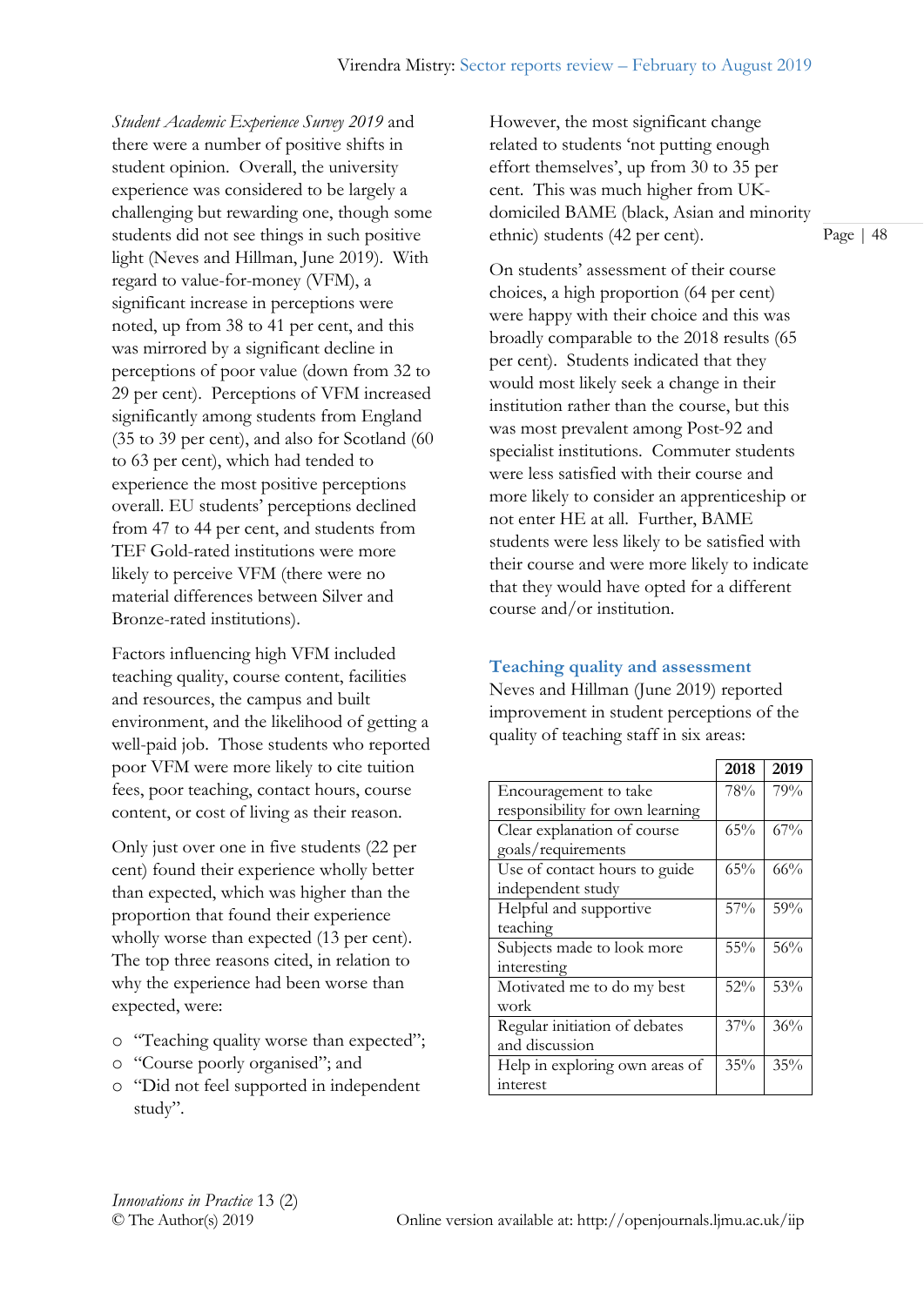*Student Academic Experience Survey 2019* and there were a number of positive shifts in student opinion. Overall, the university experience was considered to be largely a challenging but rewarding one, though some students did not see things in such positive light (Neves and Hillman, June 2019). With regard to value-for-money (VFM), a significant increase in perceptions were noted, up from 38 to 41 per cent, and this was mirrored by a significant decline in perceptions of poor value (down from 32 to 29 per cent). Perceptions of VFM increased significantly among students from England (35 to 39 per cent), and also for Scotland (60 to 63 per cent), which had tended to experience the most positive perceptions overall. EU students' perceptions declined from 47 to 44 per cent, and students from TEF Gold-rated institutions were more likely to perceive VFM (there were no material differences between Silver and Bronze-rated institutions).

Factors influencing high VFM included teaching quality, course content, facilities and resources, the campus and built environment, and the likelihood of getting a well-paid job. Those students who reported poor VFM were more likely to cite tuition fees, poor teaching, contact hours, course content, or cost of living as their reason.

Only just over one in five students (22 per cent) found their experience wholly better than expected, which was higher than the proportion that found their experience wholly worse than expected (13 per cent). The top three reasons cited, in relation to why the experience had been worse than expected, were:

- "Teaching quality worse than expected";
- "Course poorly organised"; and
- "Did not feel supported in independent study".

However, the most significant change related to students 'not putting enough effort themselves', up from 30 to 35 per cent. This was much higher from UK-domiciled BAME (black, Asian and minority ethnic) students (42 per cent).

On students' assessment of their course choices, a high proportion (64 per cent) were happy with their choice and this was broadly comparable to the 2018 results (65 per cent). Students indicated that they would most likely seek a change in their institution rather than the course, but this was most prevalent among Post-92 and specialist institutions. Commuter students were less satisfied with their course and more likely to consider an apprenticeship or not enter HE at all. Further, BAME students were less likely to be satisfied with their course and were more likely to indicate that they would have opted for a different course and/or institution.

## Teaching quality and assessment

Neves and Hillman (June 2019) reported improvement in student perceptions of the quality of teaching staff in six areas:

| | 2018 | 2019 |
|---|---|---|
| Encouragement to take responsibility for own learning | 78% | 79% |
| Clear explanation of course goals/requirements | 65% | 67% |
| Use of contact hours to guide independent study | 65% | 66% |
| Helpful and supportive teaching | 57% | 59% |
| Subjects made to look more interesting | 55% | 56% |
| Motivated me to do my best work | 52% | 53% |
| Regular initiation of debates and discussion | 37% | 36% |
| Help in exploring own areas of interest | 35% | 35% |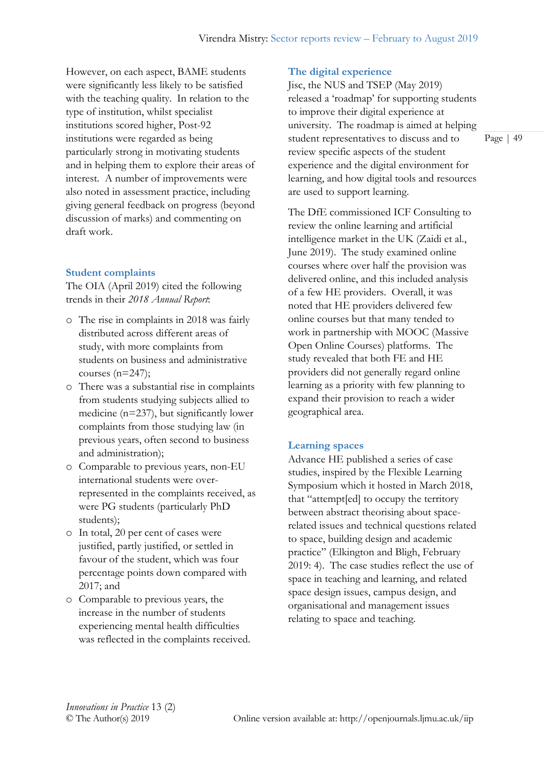However, on each aspect, BAME students were significantly less likely to be satisfied with the teaching quality. In relation to the type of institution, whilst specialist institutions scored higher, Post-92 institutions were regarded as being particularly strong in motivating students and in helping them to explore their areas of interest. A number of improvements were also noted in assessment practice, including giving general feedback on progress (beyond discussion of marks) and commenting on draft work.

### Student complaints

The OIA (April 2019) cited the following trends in their *2018 Annual Report*:

- The rise in complaints in 2018 was fairly distributed across different areas of study, with more complaints from students on business and administrative courses (n=247);
- There was a substantial rise in complaints from students studying subjects allied to medicine (n=237), but significantly lower complaints from those studying law (in previous years, often second to business and administration);
- Comparable to previous years, non-EU international students were over-represented in the complaints received, as were PG students (particularly PhD students);
- In total, 20 per cent of cases were justified, partly justified, or settled in favour of the student, which was four percentage points down compared with 2017; and
- Comparable to previous years, the increase in the number of students experiencing mental health difficulties was reflected in the complaints received.

### The digital experience

Jisc, the NUS and TSEP (May 2019) released a 'roadmap' for supporting students to improve their digital experience at university. The roadmap is aimed at helping student representatives to discuss and to review specific aspects of the student experience and the digital environment for learning, and how digital tools and resources are used to support learning.

The DfE commissioned ICF Consulting to review the online learning and artificial intelligence market in the UK (Zaidi et al., June 2019). The study examined online courses where over half the provision was delivered online, and this included analysis of a few HE providers. Overall, it was noted that HE providers delivered few online courses but that many tended to work in partnership with MOOC (Massive Open Online Courses) platforms. The study revealed that both FE and HE providers did not generally regard online learning as a priority with few planning to expand their provision to reach a wider geographical area.

### Learning spaces

Advance HE published a series of case studies, inspired by the Flexible Learning Symposium which it hosted in March 2018, that "attempt[ed] to occupy the territory between abstract theorising about space-related issues and technical questions related to space, building design and academic practice" (Elkington and Bligh, February 2019: 4). The case studies reflect the use of space in teaching and learning, and related space design issues, campus design, and organisational and management issues relating to space and teaching.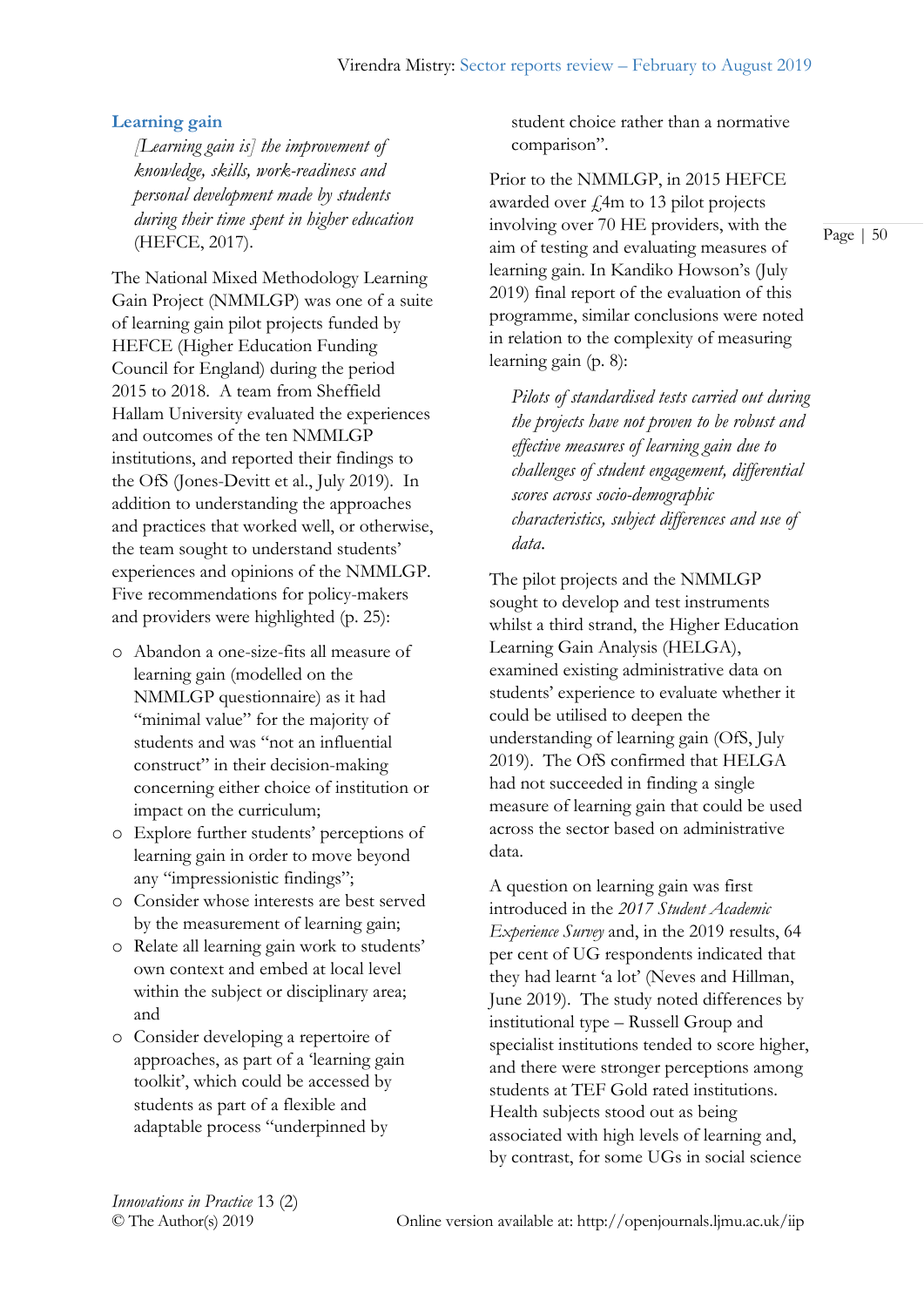## Learning gain

> *[Learning gain is] the improvement of knowledge, skills, work-readiness and personal development made by students during their time spent in higher education* (HEFCE, 2017).

The National Mixed Methodology Learning Gain Project (NMMLGP) was one of a suite of learning gain pilot projects funded by HEFCE (Higher Education Funding Council for England) during the period 2015 to 2018. A team from Sheffield Hallam University evaluated the experiences and outcomes of the ten NMMLGP institutions, and reported their findings to the OfS (Jones-Devitt et al., July 2019). In addition to understanding the approaches and practices that worked well, or otherwise, the team sought to understand students' experiences and opinions of the NMMLGP. Five recommendations for policy-makers and providers were highlighted (p. 25):

- Abandon a one-size-fits all measure of learning gain (modelled on the NMMLGP questionnaire) as it had "minimal value" for the majority of students and was "not an influential construct" in their decision-making concerning either choice of institution or impact on the curriculum;
- Explore further students' perceptions of learning gain in order to move beyond any "impressionistic findings";
- Consider whose interests are best served by the measurement of learning gain;
- Relate all learning gain work to students' own context and embed at local level within the subject or disciplinary area; and
- Consider developing a repertoire of approaches, as part of a 'learning gain toolkit', which could be accessed by students as part of a flexible and adaptable process "underpinned by student choice rather than a normative comparison".

Prior to the NMMLGP, in 2015 HEFCE awarded over £4m to 13 pilot projects involving over 70 HE providers, with the aim of testing and evaluating measures of learning gain. In Kandiko Howson's (July 2019) final report of the evaluation of this programme, similar conclusions were noted in relation to the complexity of measuring learning gain (p. 8):

> *Pilots of standardised tests carried out during the projects have not proven to be robust and effective measures of learning gain due to challenges of student engagement, differential scores across socio-demographic characteristics, subject differences and use of data.*

The pilot projects and the NMMLGP sought to develop and test instruments whilst a third strand, the Higher Education Learning Gain Analysis (HELGA), examined existing administrative data on students' experience to evaluate whether it could be utilised to deepen the understanding of learning gain (OfS, July 2019). The OfS confirmed that HELGA had not succeeded in finding a single measure of learning gain that could be used across the sector based on administrative data.

A question on learning gain was first introduced in the *2017 Student Academic Experience Survey* and, in the 2019 results, 64 per cent of UG respondents indicated that they had learnt 'a lot' (Neves and Hillman, June 2019). The study noted differences by institutional type – Russell Group and specialist institutions tended to score higher, and there were stronger perceptions among students at TEF Gold rated institutions. Health subjects stood out as being associated with high levels of learning and, by contrast, for some UGs in social science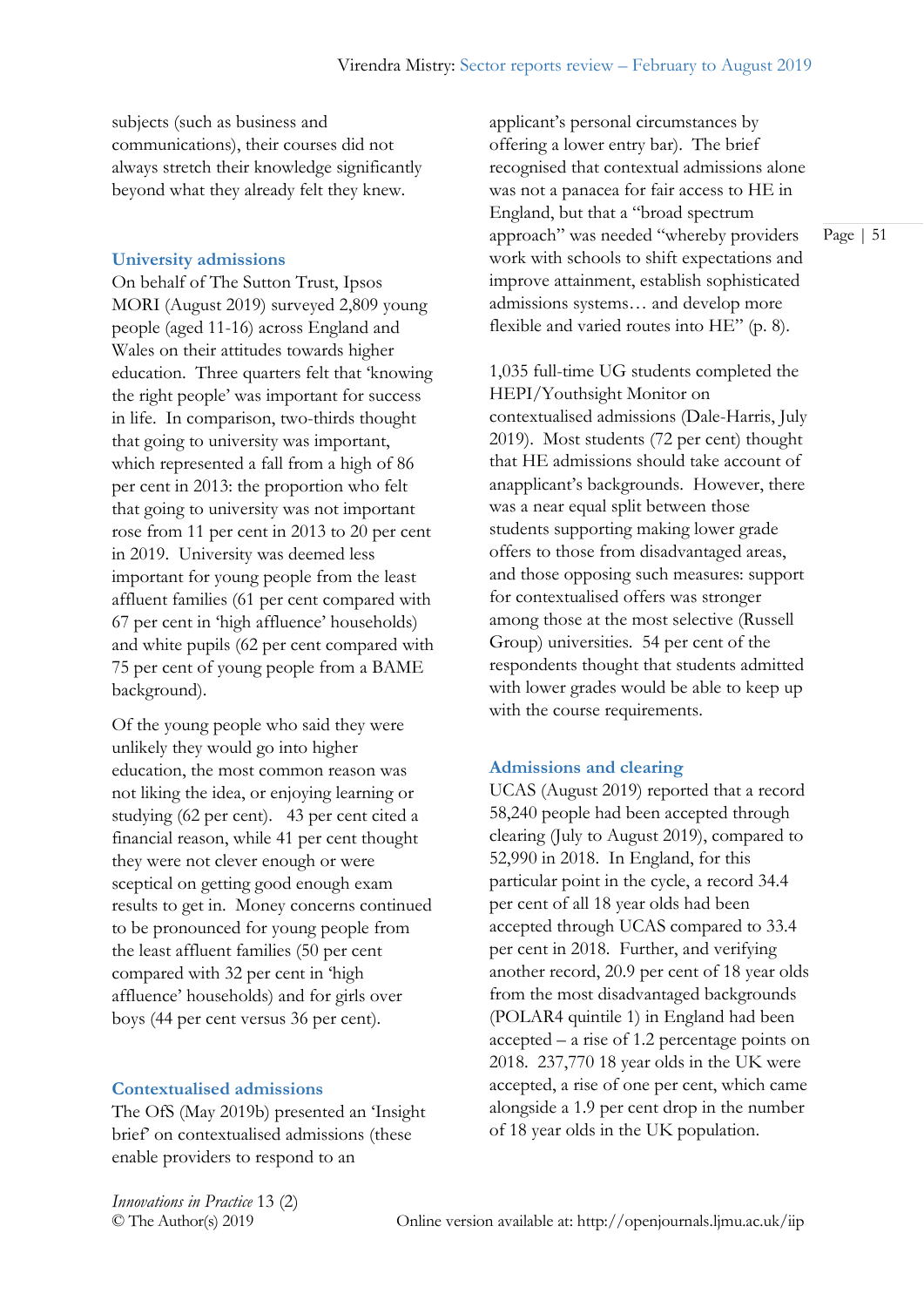subjects (such as business and communications), their courses did not always stretch their knowledge significantly beyond what they already felt they knew.

### University admissions

On behalf of The Sutton Trust, Ipsos MORI (August 2019) surveyed 2,809 young people (aged 11-16) across England and Wales on their attitudes towards higher education. Three quarters felt that 'knowing the right people' was important for success in life. In comparison, two-thirds thought that going to university was important, which represented a fall from a high of 86 per cent in 2013: the proportion who felt that going to university was not important rose from 11 per cent in 2013 to 20 per cent in 2019. University was deemed less important for young people from the least affluent families (61 per cent compared with 67 per cent in 'high affluence' households) and white pupils (62 per cent compared with 75 per cent of young people from a BAME background).

Of the young people who said they were unlikely they would go into higher education, the most common reason was not liking the idea, or enjoying learning or studying (62 per cent). 43 per cent cited a financial reason, while 41 per cent thought they were not clever enough or were sceptical on getting good enough exam results to get in. Money concerns continued to be pronounced for young people from the least affluent families (50 per cent compared with 32 per cent in 'high affluence' households) and for girls over boys (44 per cent versus 36 per cent).

### Contextualised admissions

The OfS (May 2019b) presented an 'Insight brief' on contextualised admissions (these enable providers to respond to an applicant's personal circumstances by offering a lower entry bar). The brief recognised that contextual admissions alone was not a panacea for fair access to HE in England, but that a "broad spectrum approach" was needed "whereby providers work with schools to shift expectations and improve attainment, establish sophisticated admissions systems… and develop more flexible and varied routes into HE" (p. 8).

1,035 full-time UG students completed the HEPI/Youthsight Monitor on contextualised admissions (Dale-Harris, July 2019). Most students (72 per cent) thought that HE admissions should take account of anapplicant's backgrounds. However, there was a near equal split between those students supporting making lower grade offers to those from disadvantaged areas, and those opposing such measures: support for contextualised offers was stronger among those at the most selective (Russell Group) universities. 54 per cent of the respondents thought that students admitted with lower grades would be able to keep up with the course requirements.

### Admissions and clearing

UCAS (August 2019) reported that a record 58,240 people had been accepted through clearing (July to August 2019), compared to 52,990 in 2018. In England, for this particular point in the cycle, a record 34.4 per cent of all 18 year olds had been accepted through UCAS compared to 33.4 per cent in 2018. Further, and verifying another record, 20.9 per cent of 18 year olds from the most disadvantaged backgrounds (POLAR4 quintile 1) in England had been accepted – a rise of 1.2 percentage points on 2018. 237,770 18 year olds in the UK were accepted, a rise of one per cent, which came alongside a 1.9 per cent drop in the number of 18 year olds in the UK population.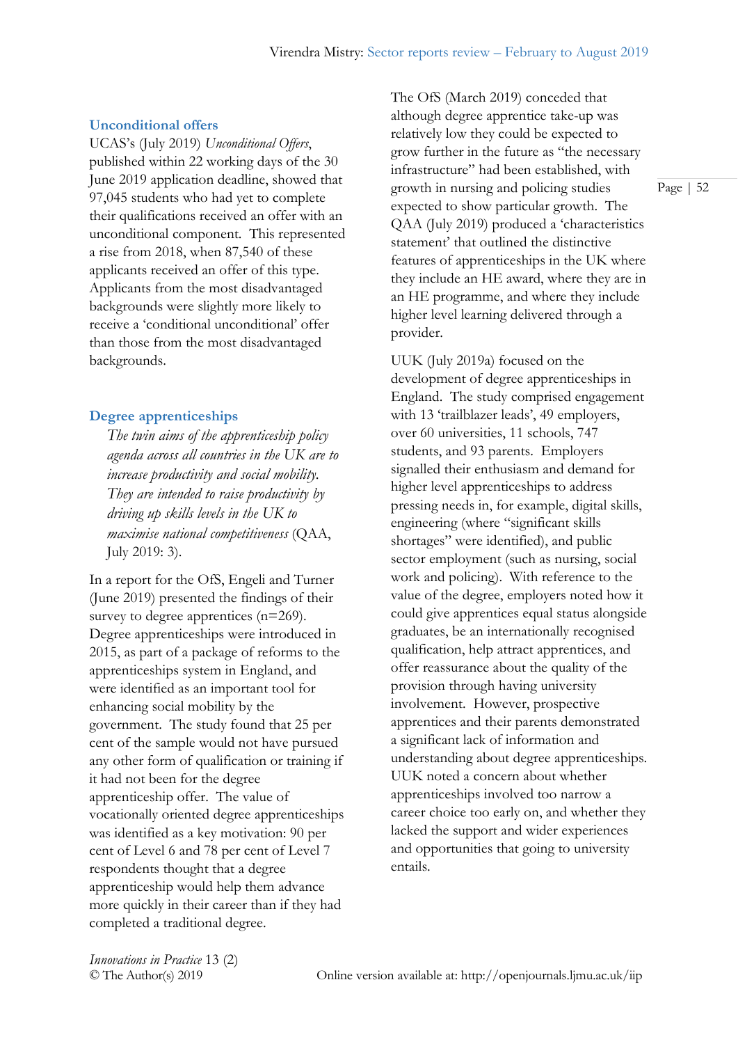### Unconditional offers

UCAS's (July 2019) *Unconditional Offers*, published within 22 working days of the 30 June 2019 application deadline, showed that 97,045 students who had yet to complete their qualifications received an offer with an unconditional component. This represented a rise from 2018, when 87,540 of these applicants received an offer of this type. Applicants from the most disadvantaged backgrounds were slightly more likely to receive a 'conditional unconditional' offer than those from the most disadvantaged backgrounds.

### Degree apprenticeships

> *The twin aims of the apprenticeship policy agenda across all countries in the UK are to increase productivity and social mobility. They are intended to raise productivity by driving up skills levels in the UK to maximise national competitiveness* (QAA, July 2019: 3).

In a report for the OfS, Engeli and Turner (June 2019) presented the findings of their survey to degree apprentices (n=269). Degree apprenticeships were introduced in 2015, as part of a package of reforms to the apprenticeships system in England, and were identified as an important tool for enhancing social mobility by the government. The study found that 25 per cent of the sample would not have pursued any other form of qualification or training if it had not been for the degree apprenticeship offer. The value of vocationally oriented degree apprenticeships was identified as a key motivation: 90 per cent of Level 6 and 78 per cent of Level 7 respondents thought that a degree apprenticeship would help them advance more quickly in their career than if they had completed a traditional degree.

The OfS (March 2019) conceded that although degree apprentice take-up was relatively low they could be expected to grow further in the future as "the necessary infrastructure" had been established, with growth in nursing and policing studies expected to show particular growth. The QAA (July 2019) produced a 'characteristics statement' that outlined the distinctive features of apprenticeships in the UK where they include an HE award, where they are in an HE programme, and where they include higher level learning delivered through a provider.

UUK (July 2019a) focused on the development of degree apprenticeships in England. The study comprised engagement with 13 'trailblazer leads', 49 employers, over 60 universities, 11 schools, 747 students, and 93 parents. Employers signalled their enthusiasm and demand for higher level apprenticeships to address pressing needs in, for example, digital skills, engineering (where "significant skills shortages" were identified), and public sector employment (such as nursing, social work and policing). With reference to the value of the degree, employers noted how it could give apprentices equal status alongside graduates, be an internationally recognised qualification, help attract apprentices, and offer reassurance about the quality of the provision through having university involvement. However, prospective apprentices and their parents demonstrated a significant lack of information and understanding about degree apprenticeships. UUK noted a concern about whether apprenticeships involved too narrow a career choice too early on, and whether they lacked the support and wider experiences and opportunities that going to university entails.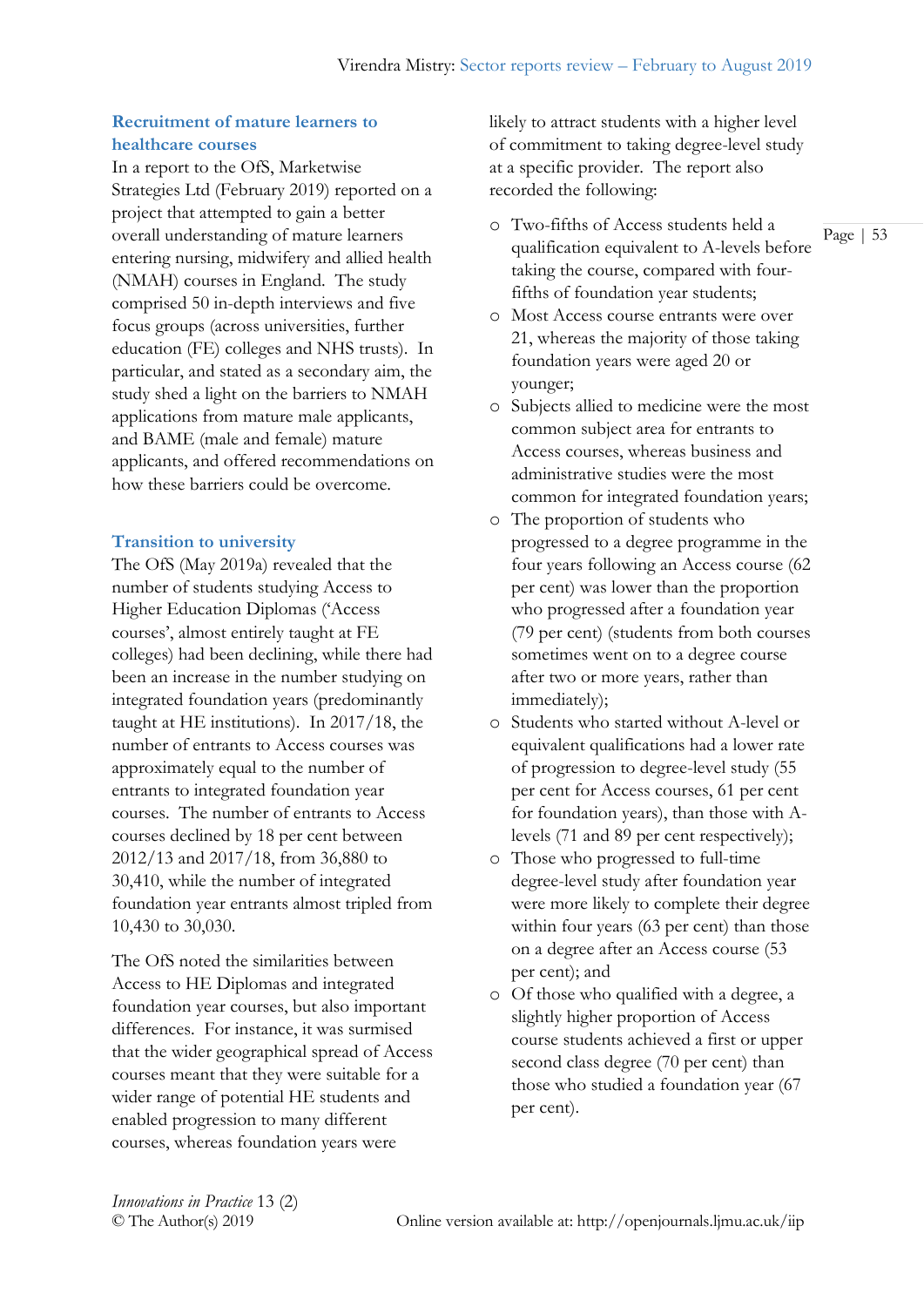### Recruitment of mature learners to healthcare courses

In a report to the OfS, Marketwise Strategies Ltd (February 2019) reported on a project that attempted to gain a better overall understanding of mature learners entering nursing, midwifery and allied health (NMAH) courses in England. The study comprised 50 in-depth interviews and five focus groups (across universities, further education (FE) colleges and NHS trusts). In particular, and stated as a secondary aim, the study shed a light on the barriers to NMAH applications from mature male applicants, and BAME (male and female) mature applicants, and offered recommendations on how these barriers could be overcome.

### Transition to university

The OfS (May 2019a) revealed that the number of students studying Access to Higher Education Diplomas ('Access courses', almost entirely taught at FE colleges) had been declining, while there had been an increase in the number studying on integrated foundation years (predominantly taught at HE institutions). In 2017/18, the number of entrants to Access courses was approximately equal to the number of entrants to integrated foundation year courses. The number of entrants to Access courses declined by 18 per cent between 2012/13 and 2017/18, from 36,880 to 30,410, while the number of integrated foundation year entrants almost tripled from 10,430 to 30,030.

The OfS noted the similarities between Access to HE Diplomas and integrated foundation year courses, but also important differences. For instance, it was surmised that the wider geographical spread of Access courses meant that they were suitable for a wider range of potential HE students and enabled progression to many different courses, whereas foundation years were likely to attract students with a higher level of commitment to taking degree-level study at a specific provider. The report also recorded the following:

- Two-fifths of Access students held a qualification equivalent to A-levels before taking the course, compared with four-fifths of foundation year students;
- Most Access course entrants were over 21, whereas the majority of those taking foundation years were aged 20 or younger;
- Subjects allied to medicine were the most common subject area for entrants to Access courses, whereas business and administrative studies were the most common for integrated foundation years;
- The proportion of students who progressed to a degree programme in the four years following an Access course (62 per cent) was lower than the proportion who progressed after a foundation year (79 per cent) (students from both courses sometimes went on to a degree course after two or more years, rather than immediately);
- Students who started without A-level or equivalent qualifications had a lower rate of progression to degree-level study (55 per cent for Access courses, 61 per cent for foundation years), than those with A-levels (71 and 89 per cent respectively);
- Those who progressed to full-time degree-level study after foundation year were more likely to complete their degree within four years (63 per cent) than those on a degree after an Access course (53 per cent); and
- Of those who qualified with a degree, a slightly higher proportion of Access course students achieved a first or upper second class degree (70 per cent) than those who studied a foundation year (67 per cent).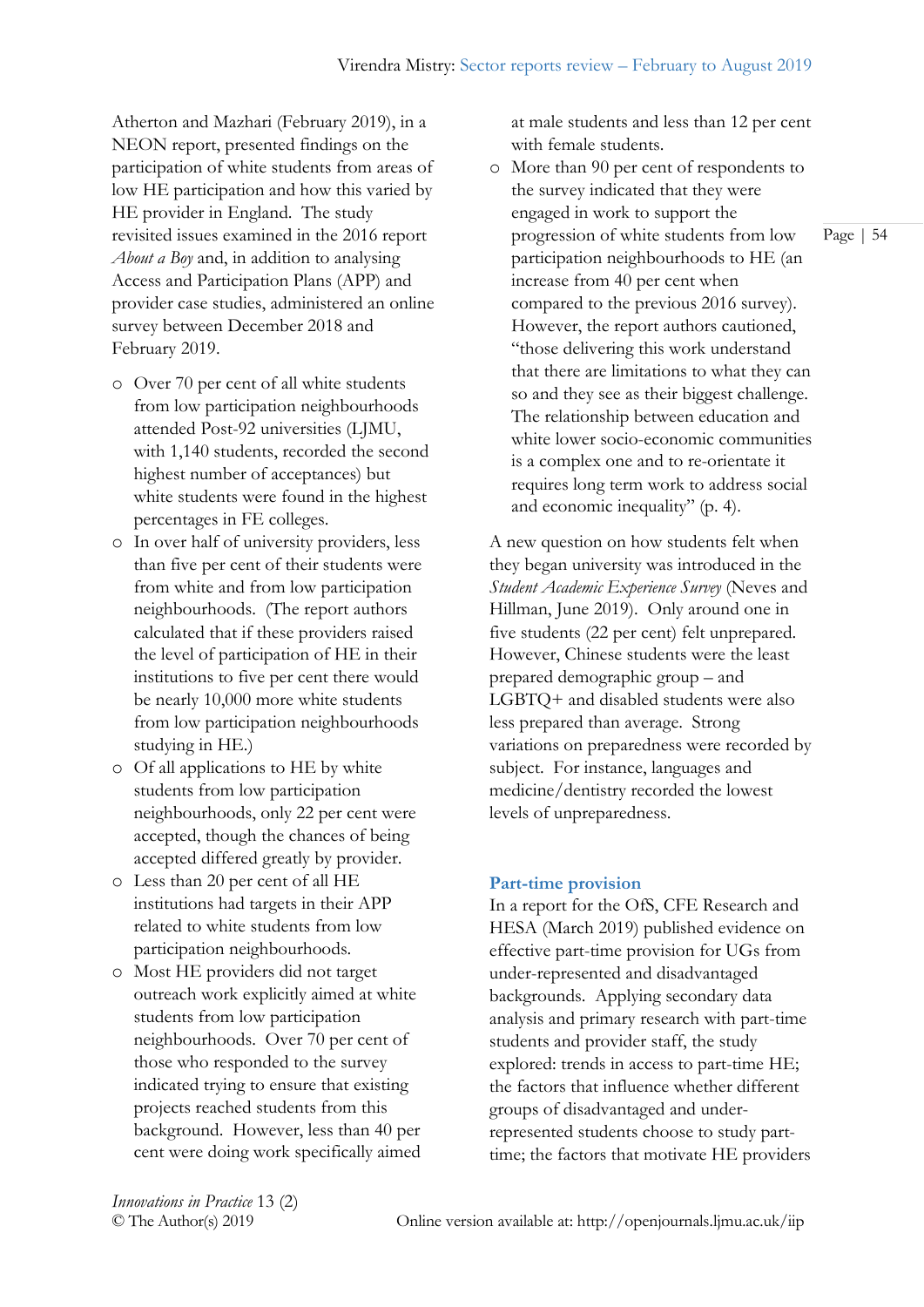Atherton and Mazhari (February 2019), in a NEON report, presented findings on the participation of white students from areas of low HE participation and how this varied by HE provider in England. The study revisited issues examined in the 2016 report *About a Boy* and, in addition to analysing Access and Participation Plans (APP) and provider case studies, administered an online survey between December 2018 and February 2019.

- Over 70 per cent of all white students from low participation neighbourhoods attended Post-92 universities (LJMU, with 1,140 students, recorded the second highest number of acceptances) but white students were found in the highest percentages in FE colleges.
- In over half of university providers, less than five per cent of their students were from white and from low participation neighbourhoods. (The report authors calculated that if these providers raised the level of participation of HE in their institutions to five per cent there would be nearly 10,000 more white students from low participation neighbourhoods studying in HE.)
- Of all applications to HE by white students from low participation neighbourhoods, only 22 per cent were accepted, though the chances of being accepted differed greatly by provider.
- Less than 20 per cent of all HE institutions had targets in their APP related to white students from low participation neighbourhoods.
- Most HE providers did not target outreach work explicitly aimed at white students from low participation neighbourhoods. Over 70 per cent of those who responded to the survey indicated trying to ensure that existing projects reached students from this background. However, less than 40 per cent were doing work specifically aimed at male students and less than 12 per cent with female students.
- More than 90 per cent of respondents to the survey indicated that they were engaged in work to support the progression of white students from low participation neighbourhoods to HE (an increase from 40 per cent when compared to the previous 2016 survey). However, the report authors cautioned, "those delivering this work understand that there are limitations to what they can so and they see as their biggest challenge. The relationship between education and white lower socio-economic communities is a complex one and to re-orientate it requires long term work to address social and economic inequality" (p. 4).

A new question on how students felt when they began university was introduced in the *Student Academic Experience Survey* (Neves and Hillman, June 2019). Only around one in five students (22 per cent) felt unprepared. However, Chinese students were the least prepared demographic group – and LGBTQ+ and disabled students were also less prepared than average. Strong variations on preparedness were recorded by subject. For instance, languages and medicine/dentistry recorded the lowest levels of unpreparedness.

## Part-time provision

In a report for the OfS, CFE Research and HESA (March 2019) published evidence on effective part-time provision for UGs from under-represented and disadvantaged backgrounds. Applying secondary data analysis and primary research with part-time students and provider staff, the study explored: trends in access to part-time HE; the factors that influence whether different groups of disadvantaged and under-represented students choose to study part-time; the factors that motivate HE providers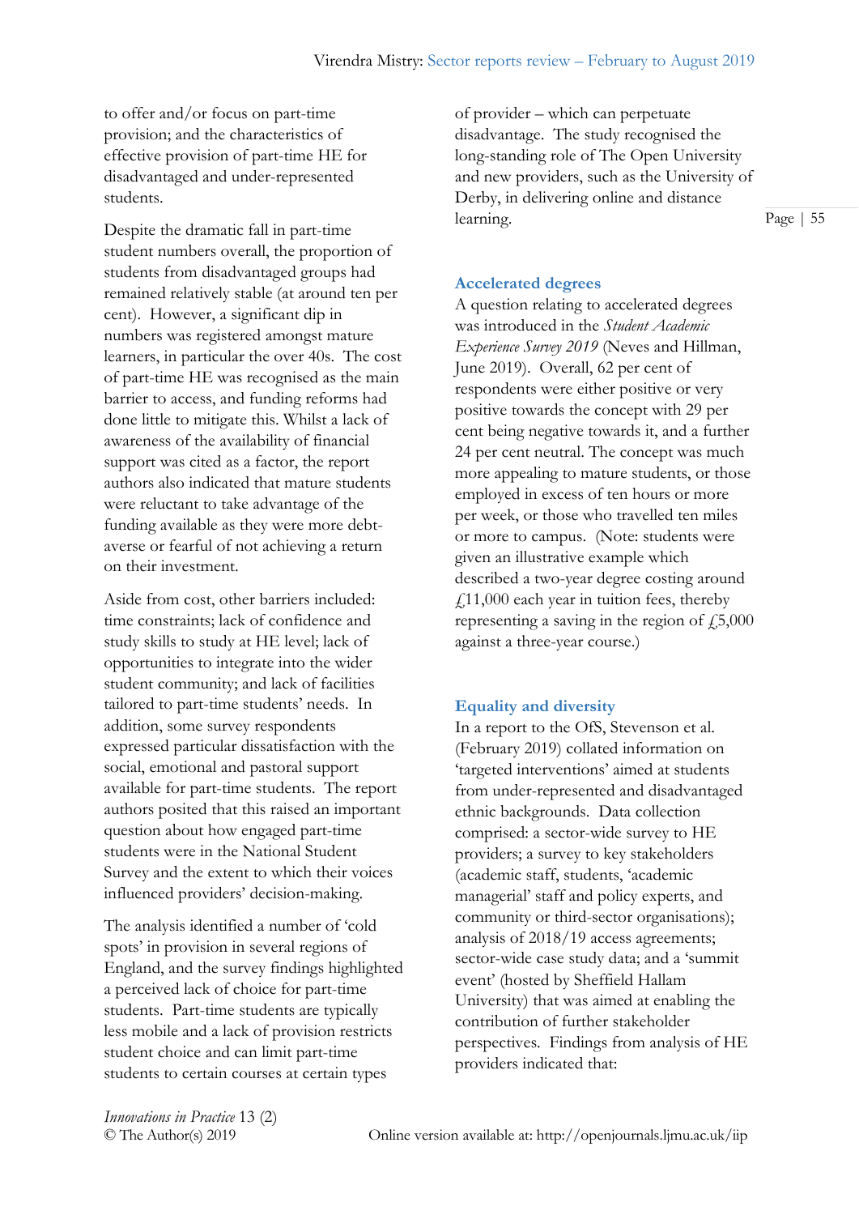to offer and/or focus on part-time provision; and the characteristics of effective provision of part-time HE for disadvantaged and under-represented students.

Despite the dramatic fall in part-time student numbers overall, the proportion of students from disadvantaged groups had remained relatively stable (at around ten per cent). However, a significant dip in numbers was registered amongst mature learners, in particular the over 40s. The cost of part-time HE was recognised as the main barrier to access, and funding reforms had done little to mitigate this. Whilst a lack of awareness of the availability of financial support was cited as a factor, the report authors also indicated that mature students were reluctant to take advantage of the funding available as they were more debt-averse or fearful of not achieving a return on their investment.

Aside from cost, other barriers included: time constraints; lack of confidence and study skills to study at HE level; lack of opportunities to integrate into the wider student community; and lack of facilities tailored to part-time students' needs. In addition, some survey respondents expressed particular dissatisfaction with the social, emotional and pastoral support available for part-time students. The report authors posited that this raised an important question about how engaged part-time students were in the National Student Survey and the extent to which their voices influenced providers' decision-making.

The analysis identified a number of 'cold spots' in provision in several regions of England, and the survey findings highlighted a perceived lack of choice for part-time students. Part-time students are typically less mobile and a lack of provision restricts student choice and can limit part-time students to certain courses at certain types of provider – which can perpetuate disadvantage. The study recognised the long-standing role of The Open University and new providers, such as the University of Derby, in delivering online and distance learning.

## Accelerated degrees

A question relating to accelerated degrees was introduced in the *Student Academic Experience Survey 2019* (Neves and Hillman, June 2019). Overall, 62 per cent of respondents were either positive or very positive towards the concept with 29 per cent being negative towards it, and a further 24 per cent neutral. The concept was much more appealing to mature students, or those employed in excess of ten hours or more per week, or those who travelled ten miles or more to campus. (Note: students were given an illustrative example which described a two-year degree costing around £11,000 each year in tuition fees, thereby representing a saving in the region of £5,000 against a three-year course.)

## Equality and diversity

In a report to the OfS, Stevenson et al. (February 2019) collated information on 'targeted interventions' aimed at students from under-represented and disadvantaged ethnic backgrounds. Data collection comprised: a sector-wide survey to HE providers; a survey to key stakeholders (academic staff, students, 'academic managerial' staff and policy experts, and community or third-sector organisations); analysis of 2018/19 access agreements; sector-wide case study data; and a 'summit event' (hosted by Sheffield Hallam University) that was aimed at enabling the contribution of further stakeholder perspectives. Findings from analysis of HE providers indicated that: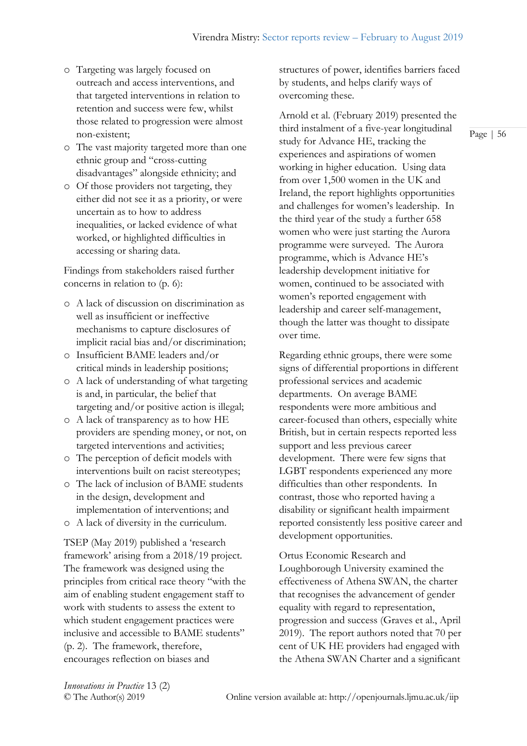- Targeting was largely focused on outreach and access interventions, and that targeted interventions in relation to retention and success were few, whilst those related to progression were almost non-existent;
- The vast majority targeted more than one ethnic group and "cross-cutting disadvantages" alongside ethnicity; and
- Of those providers not targeting, they either did not see it as a priority, or were uncertain as to how to address inequalities, or lacked evidence of what worked, or highlighted difficulties in accessing or sharing data.

Findings from stakeholders raised further concerns in relation to (p. 6):

- A lack of discussion on discrimination as well as insufficient or ineffective mechanisms to capture disclosures of implicit racial bias and/or discrimination;
- Insufficient BAME leaders and/or critical minds in leadership positions;
- A lack of understanding of what targeting is and, in particular, the belief that targeting and/or positive action is illegal;
- A lack of transparency as to how HE providers are spending money, or not, on targeted interventions and activities;
- The perception of deficit models with interventions built on racist stereotypes;
- The lack of inclusion of BAME students in the design, development and implementation of interventions; and
- A lack of diversity in the curriculum.

TSEP (May 2019) published a 'research framework' arising from a 2018/19 project. The framework was designed using the principles from critical race theory "with the aim of enabling student engagement staff to work with students to assess the extent to which student engagement practices were inclusive and accessible to BAME students" (p. 2). The framework, therefore, encourages reflection on biases and structures of power, identifies barriers faced by students, and helps clarify ways of overcoming these.

Arnold et al. (February 2019) presented the third instalment of a five-year longitudinal study for Advance HE, tracking the experiences and aspirations of women working in higher education. Using data from over 1,500 women in the UK and Ireland, the report highlights opportunities and challenges for women's leadership. In the third year of the study a further 658 women who were just starting the Aurora programme were surveyed. The Aurora programme, which is Advance HE's leadership development initiative for women, continued to be associated with women's reported engagement with leadership and career self-management, though the latter was thought to dissipate over time.

Regarding ethnic groups, there were some signs of differential proportions in different professional services and academic departments. On average BAME respondents were more ambitious and career-focused than others, especially white British, but in certain respects reported less support and less previous career development. There were few signs that LGBT respondents experienced any more difficulties than other respondents. In contrast, those who reported having a disability or significant health impairment reported consistently less positive career and development opportunities.

Ortus Economic Research and Loughborough University examined the effectiveness of Athena SWAN, the charter that recognises the advancement of gender equality with regard to representation, progression and success (Graves et al., April 2019). The report authors noted that 70 per cent of UK HE providers had engaged with the Athena SWAN Charter and a significant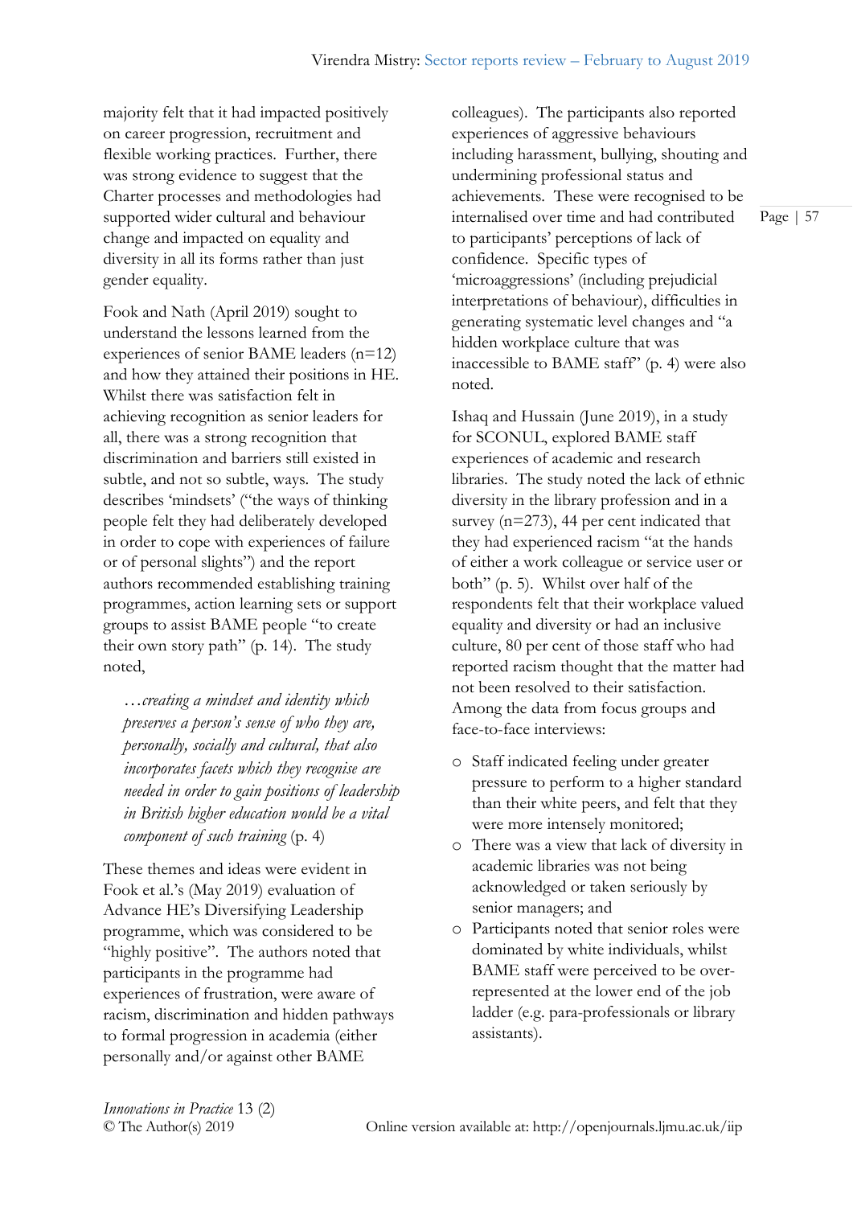majority felt that it had impacted positively on career progression, recruitment and flexible working practices. Further, there was strong evidence to suggest that the Charter processes and methodologies had supported wider cultural and behaviour change and impacted on equality and diversity in all its forms rather than just gender equality.

Fook and Nath (April 2019) sought to understand the lessons learned from the experiences of senior BAME leaders (n=12) and how they attained their positions in HE. Whilst there was satisfaction felt in achieving recognition as senior leaders for all, there was a strong recognition that discrimination and barriers still existed in subtle, and not so subtle, ways. The study describes 'mindsets' ("the ways of thinking people felt they had deliberately developed in order to cope with experiences of failure or of personal slights") and the report authors recommended establishing training programmes, action learning sets or support groups to assist BAME people "to create their own story path" (p. 14). The study noted,

> *…creating a mindset and identity which preserves a person's sense of who they are, personally, socially and cultural, that also incorporates facets which they recognise are needed in order to gain positions of leadership in British higher education would be a vital component of such training* (p. 4)

These themes and ideas were evident in Fook et al.'s (May 2019) evaluation of Advance HE's Diversifying Leadership programme, which was considered to be "highly positive". The authors noted that participants in the programme had experiences of frustration, were aware of racism, discrimination and hidden pathways to formal progression in academia (either personally and/or against other BAME colleagues). The participants also reported experiences of aggressive behaviours including harassment, bullying, shouting and undermining professional status and achievements. These were recognised to be internalised over time and had contributed to participants' perceptions of lack of confidence. Specific types of 'microaggressions' (including prejudicial interpretations of behaviour), difficulties in generating systematic level changes and "a hidden workplace culture that was inaccessible to BAME staff" (p. 4) were also noted.

Ishaq and Hussain (June 2019), in a study for SCONUL, explored BAME staff experiences of academic and research libraries. The study noted the lack of ethnic diversity in the library profession and in a survey (n=273), 44 per cent indicated that they had experienced racism "at the hands of either a work colleague or service user or both" (p. 5). Whilst over half of the respondents felt that their workplace valued equality and diversity or had an inclusive culture, 80 per cent of those staff who had reported racism thought that the matter had not been resolved to their satisfaction. Among the data from focus groups and face-to-face interviews:

- Staff indicated feeling under greater pressure to perform to a higher standard than their white peers, and felt that they were more intensely monitored;
- There was a view that lack of diversity in academic libraries was not being acknowledged or taken seriously by senior managers; and
- Participants noted that senior roles were dominated by white individuals, whilst BAME staff were perceived to be over-represented at the lower end of the job ladder (e.g. para-professionals or library assistants).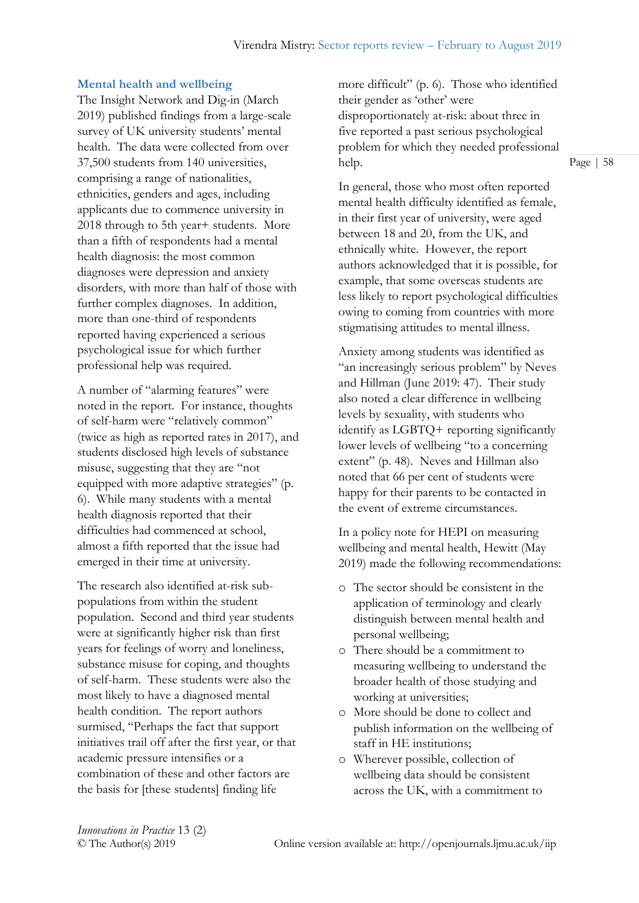### Mental health and wellbeing

The Insight Network and Dig-in (March 2019) published findings from a large-scale survey of UK university students' mental health. The data were collected from over 37,500 students from 140 universities, comprising a range of nationalities, ethnicities, genders and ages, including applicants due to commence university in 2018 through to 5th year+ students. More than a fifth of respondents had a mental health diagnosis: the most common diagnoses were depression and anxiety disorders, with more than half of those with further complex diagnoses. In addition, more than one-third of respondents reported having experienced a serious psychological issue for which further professional help was required.

A number of "alarming features" were noted in the report. For instance, thoughts of self-harm were "relatively common" (twice as high as reported rates in 2017), and students disclosed high levels of substance misuse, suggesting that they are "not equipped with more adaptive strategies" (p. 6). While many students with a mental health diagnosis reported that their difficulties had commenced at school, almost a fifth reported that the issue had emerged in their time at university.

The research also identified at-risk sub-populations from within the student population. Second and third year students were at significantly higher risk than first years for feelings of worry and loneliness, substance misuse for coping, and thoughts of self-harm. These students were also the most likely to have a diagnosed mental health condition. The report authors surmised, "Perhaps the fact that support initiatives trail off after the first year, or that academic pressure intensifies or a combination of these and other factors are the basis for [these students] finding life more difficult" (p. 6). Those who identified their gender as 'other' were disproportionately at-risk: about three in five reported a past serious psychological problem for which they needed professional help.

In general, those who most often reported mental health difficulty identified as female, in their first year of university, were aged between 18 and 20, from the UK, and ethnically white. However, the report authors acknowledged that it is possible, for example, that some overseas students are less likely to report psychological difficulties owing to coming from countries with more stigmatising attitudes to mental illness.

Anxiety among students was identified as "an increasingly serious problem" by Neves and Hillman (June 2019: 47). Their study also noted a clear difference in wellbeing levels by sexuality, with students who identify as LGBTQ+ reporting significantly lower levels of wellbeing "to a concerning extent" (p. 48). Neves and Hillman also noted that 66 per cent of students were happy for their parents to be contacted in the event of extreme circumstances.

In a policy note for HEPI on measuring wellbeing and mental health, Hewitt (May 2019) made the following recommendations:

- The sector should be consistent in the application of terminology and clearly distinguish between mental health and personal wellbeing;
- There should be a commitment to measuring wellbeing to understand the broader health of those studying and working at universities;
- More should be done to collect and publish information on the wellbeing of staff in HE institutions;
- Wherever possible, collection of wellbeing data should be consistent across the UK, with a commitment to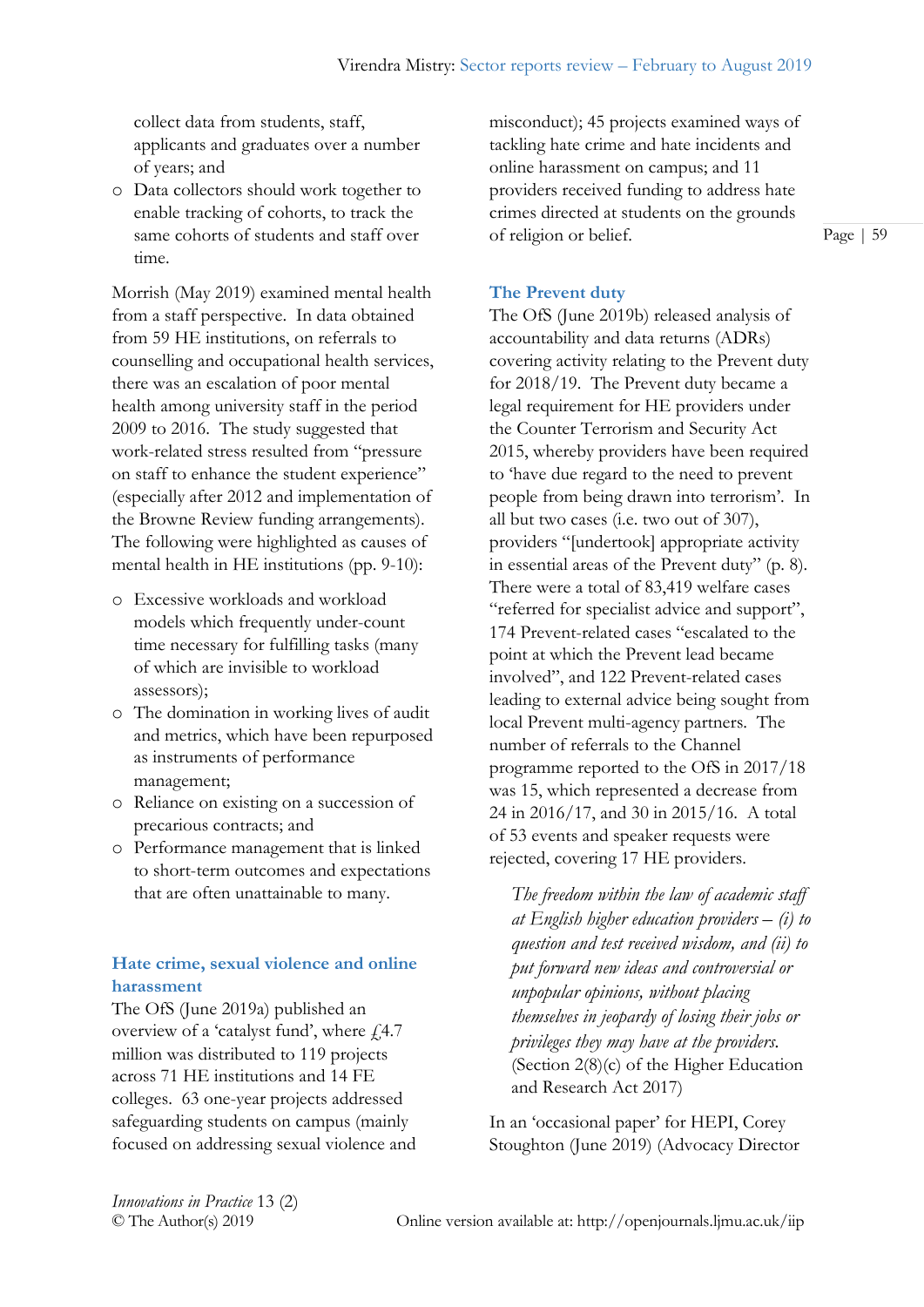collect data from students, staff, applicants and graduates over a number of years; and

- Data collectors should work together to enable tracking of cohorts, to track the same cohorts of students and staff over time.

Morrish (May 2019) examined mental health from a staff perspective. In data obtained from 59 HE institutions, on referrals to counselling and occupational health services, there was an escalation of poor mental health among university staff in the period 2009 to 2016. The study suggested that work-related stress resulted from "pressure on staff to enhance the student experience" (especially after 2012 and implementation of the Browne Review funding arrangements). The following were highlighted as causes of mental health in HE institutions (pp. 9-10):

- Excessive workloads and workload models which frequently under-count time necessary for fulfilling tasks (many of which are invisible to workload assessors);
- The domination in working lives of audit and metrics, which have been repurposed as instruments of performance management;
- Reliance on existing on a succession of precarious contracts; and
- Performance management that is linked to short-term outcomes and expectations that are often unattainable to many.

## Hate crime, sexual violence and online harassment

The OfS (June 2019a) published an overview of a 'catalyst fund', where £4.7 million was distributed to 119 projects across 71 HE institutions and 14 FE colleges. 63 one-year projects addressed safeguarding students on campus (mainly focused on addressing sexual violence and misconduct); 45 projects examined ways of tackling hate crime and hate incidents and online harassment on campus; and 11 providers received funding to address hate crimes directed at students on the grounds of religion or belief.

## The Prevent duty

The OfS (June 2019b) released analysis of accountability and data returns (ADRs) covering activity relating to the Prevent duty for 2018/19. The Prevent duty became a legal requirement for HE providers under the Counter Terrorism and Security Act 2015, whereby providers have been required to 'have due regard to the need to prevent people from being drawn into terrorism'. In all but two cases (i.e. two out of 307), providers "[undertook] appropriate activity in essential areas of the Prevent duty" (p. 8). There were a total of 83,419 welfare cases "referred for specialist advice and support", 174 Prevent-related cases "escalated to the point at which the Prevent lead became involved", and 122 Prevent-related cases leading to external advice being sought from local Prevent multi-agency partners. The number of referrals to the Channel programme reported to the OfS in 2017/18 was 15, which represented a decrease from 24 in 2016/17, and 30 in 2015/16. A total of 53 events and speaker requests were rejected, covering 17 HE providers.

> *The freedom within the law of academic staff at English higher education providers – (i) to question and test received wisdom, and (ii) to put forward new ideas and controversial or unpopular opinions, without placing themselves in jeopardy of losing their jobs or privileges they may have at the providers.* (Section 2(8)(c) of the Higher Education and Research Act 2017)

In an 'occasional paper' for HEPI, Corey Stoughton (June 2019) (Advocacy Director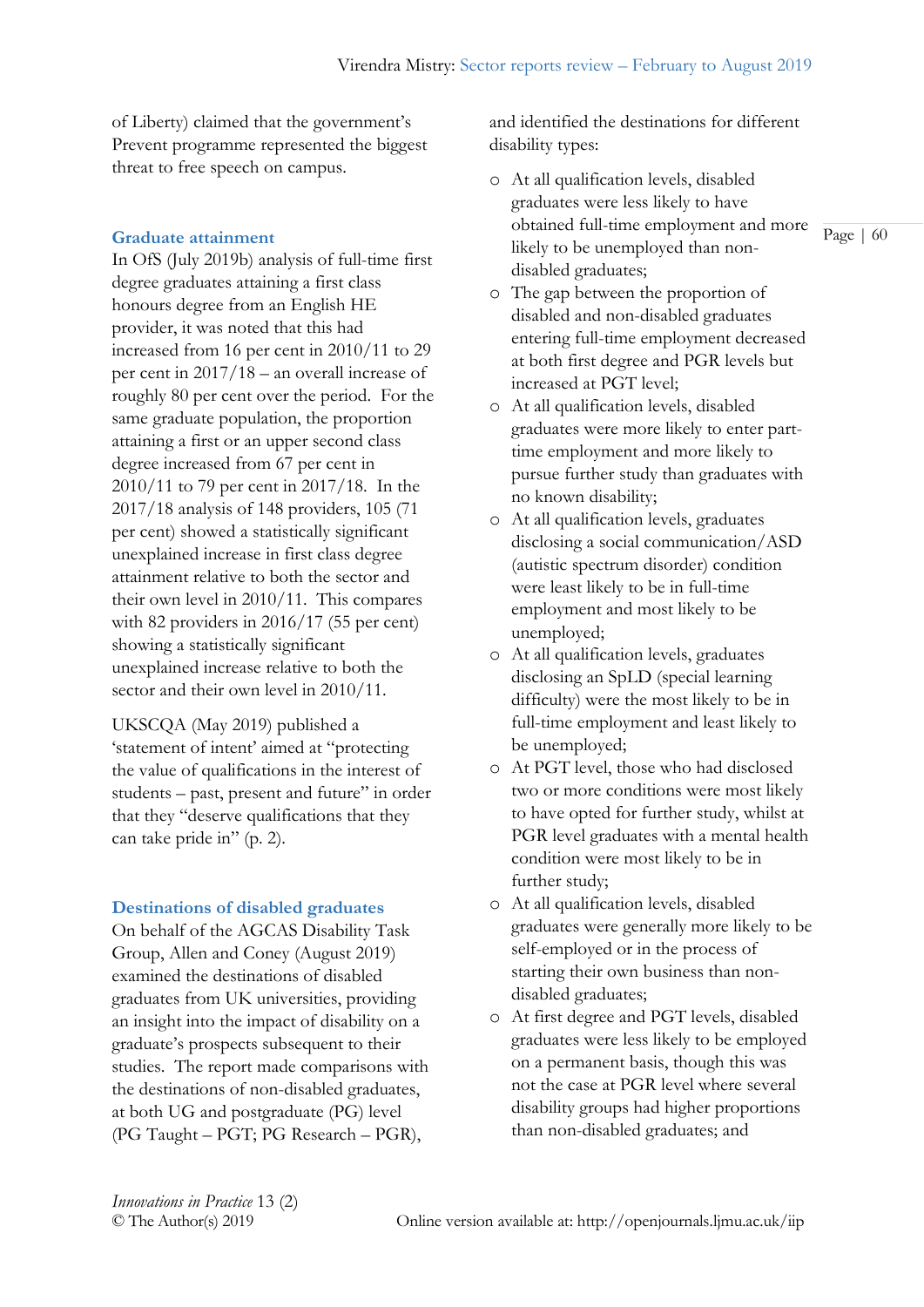of Liberty) claimed that the government's Prevent programme represented the biggest threat to free speech on campus.

## Graduate attainment

In OfS (July 2019b) analysis of full-time first degree graduates attaining a first class honours degree from an English HE provider, it was noted that this had increased from 16 per cent in 2010/11 to 29 per cent in 2017/18 – an overall increase of roughly 80 per cent over the period. For the same graduate population, the proportion attaining a first or an upper second class degree increased from 67 per cent in 2010/11 to 79 per cent in 2017/18. In the 2017/18 analysis of 148 providers, 105 (71 per cent) showed a statistically significant unexplained increase in first class degree attainment relative to both the sector and their own level in 2010/11. This compares with 82 providers in 2016/17 (55 per cent) showing a statistically significant unexplained increase relative to both the sector and their own level in 2010/11.

UKSCQA (May 2019) published a 'statement of intent' aimed at "protecting the value of qualifications in the interest of students – past, present and future" in order that they "deserve qualifications that they can take pride in" (p. 2).

## Destinations of disabled graduates

On behalf of the AGCAS Disability Task Group, Allen and Coney (August 2019) examined the destinations of disabled graduates from UK universities, providing an insight into the impact of disability on a graduate's prospects subsequent to their studies. The report made comparisons with the destinations of non-disabled graduates, at both UG and postgraduate (PG) level (PG Taught – PGT; PG Research – PGR), and identified the destinations for different disability types:

- At all qualification levels, disabled graduates were less likely to have obtained full-time employment and more likely to be unemployed than non-disabled graduates;
- The gap between the proportion of disabled and non-disabled graduates entering full-time employment decreased at both first degree and PGR levels but increased at PGT level;
- At all qualification levels, disabled graduates were more likely to enter part-time employment and more likely to pursue further study than graduates with no known disability;
- At all qualification levels, graduates disclosing a social communication/ASD (autistic spectrum disorder) condition were least likely to be in full-time employment and most likely to be unemployed;
- At all qualification levels, graduates disclosing an SpLD (special learning difficulty) were the most likely to be in full-time employment and least likely to be unemployed;
- At PGT level, those who had disclosed two or more conditions were most likely to have opted for further study, whilst at PGR level graduates with a mental health condition were most likely to be in further study;
- At all qualification levels, disabled graduates were generally more likely to be self-employed or in the process of starting their own business than non-disabled graduates;
- At first degree and PGT levels, disabled graduates were less likely to be employed on a permanent basis, though this was not the case at PGR level where several disability groups had higher proportions than non-disabled graduates; and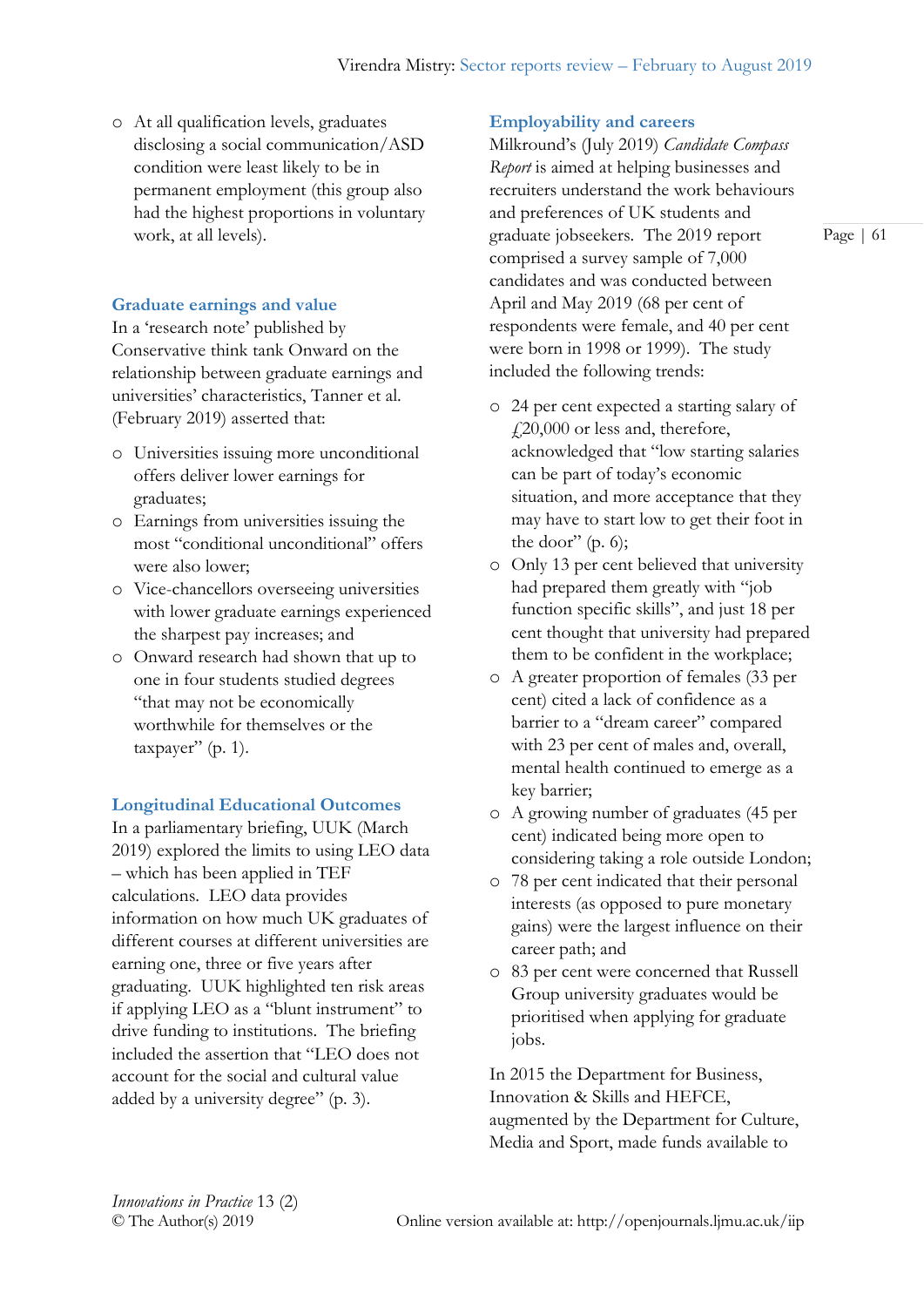- At all qualification levels, graduates disclosing a social communication/ASD condition were least likely to be in permanent employment (this group also had the highest proportions in voluntary work, at all levels).

## Graduate earnings and value

In a 'research note' published by Conservative think tank Onward on the relationship between graduate earnings and universities' characteristics, Tanner et al. (February 2019) asserted that:

- Universities issuing more unconditional offers deliver lower earnings for graduates;
- Earnings from universities issuing the most "conditional unconditional" offers were also lower;
- Vice-chancellors overseeing universities with lower graduate earnings experienced the sharpest pay increases; and
- Onward research had shown that up to one in four students studied degrees "that may not be economically worthwhile for themselves or the taxpayer" (p. 1).

## Longitudinal Educational Outcomes

In a parliamentary briefing, UUK (March 2019) explored the limits to using LEO data – which has been applied in TEF calculations. LEO data provides information on how much UK graduates of different courses at different universities are earning one, three or five years after graduating. UUK highlighted ten risk areas if applying LEO as a "blunt instrument" to drive funding to institutions. The briefing included the assertion that "LEO does not account for the social and cultural value added by a university degree" (p. 3).

## Employability and careers

Milkround's (July 2019) *Candidate Compass Report* is aimed at helping businesses and recruiters understand the work behaviours and preferences of UK students and graduate jobseekers. The 2019 report comprised a survey sample of 7,000 candidates and was conducted between April and May 2019 (68 per cent of respondents were female, and 40 per cent were born in 1998 or 1999). The study included the following trends:

- 24 per cent expected a starting salary of £20,000 or less and, therefore, acknowledged that "low starting salaries can be part of today's economic situation, and more acceptance that they may have to start low to get their foot in the door" (p. 6);
- Only 13 per cent believed that university had prepared them greatly with "job function specific skills", and just 18 per cent thought that university had prepared them to be confident in the workplace;
- A greater proportion of females (33 per cent) cited a lack of confidence as a barrier to a "dream career" compared with 23 per cent of males and, overall, mental health continued to emerge as a key barrier;
- A growing number of graduates (45 per cent) indicated being more open to considering taking a role outside London;
- 78 per cent indicated that their personal interests (as opposed to pure monetary gains) were the largest influence on their career path; and
- 83 per cent were concerned that Russell Group university graduates would be prioritised when applying for graduate jobs.

In 2015 the Department for Business, Innovation & Skills and HEFCE, augmented by the Department for Culture, Media and Sport, made funds available to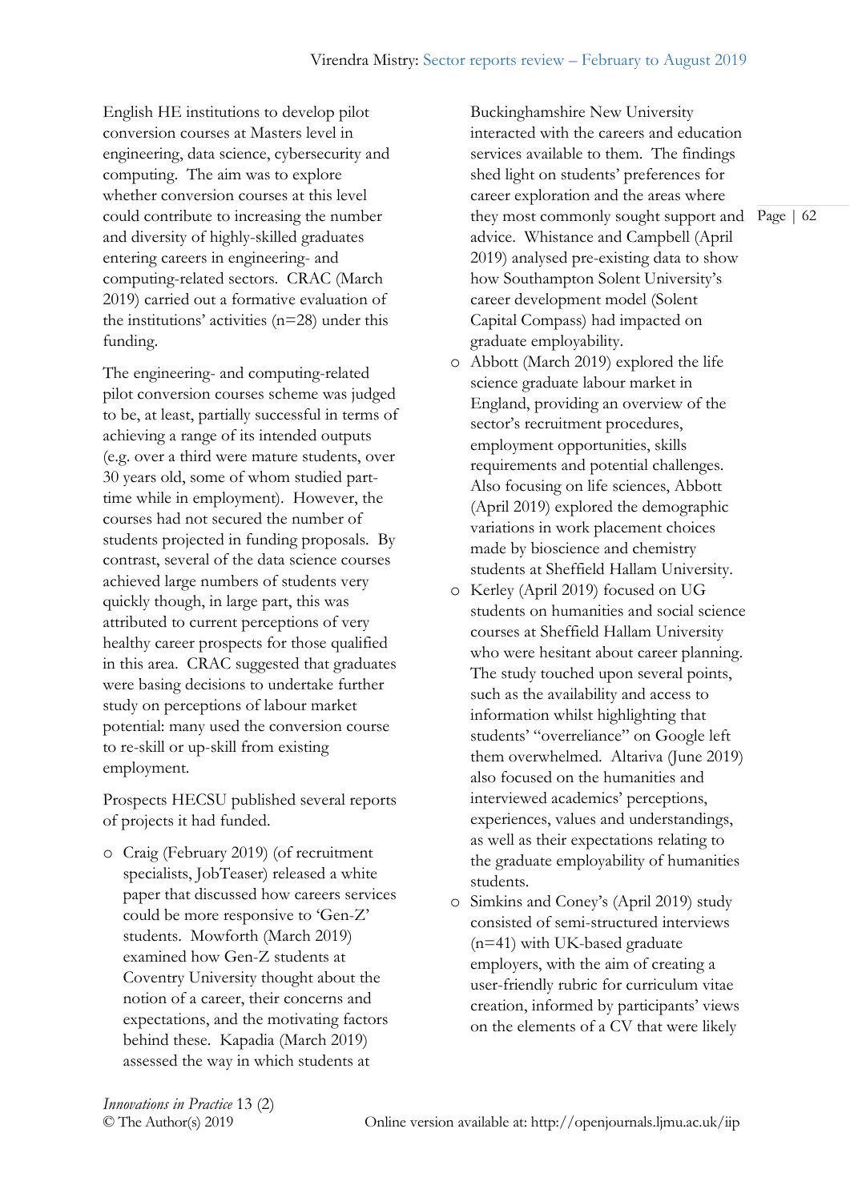English HE institutions to develop pilot conversion courses at Masters level in engineering, data science, cybersecurity and computing. The aim was to explore whether conversion courses at this level could contribute to increasing the number and diversity of highly-skilled graduates entering careers in engineering- and computing-related sectors. CRAC (March 2019) carried out a formative evaluation of the institutions' activities (n=28) under this funding.

The engineering- and computing-related pilot conversion courses scheme was judged to be, at least, partially successful in terms of achieving a range of its intended outputs (e.g. over a third were mature students, over 30 years old, some of whom studied part-time while in employment). However, the courses had not secured the number of students projected in funding proposals. By contrast, several of the data science courses achieved large numbers of students very quickly though, in large part, this was attributed to current perceptions of very healthy career prospects for those qualified in this area. CRAC suggested that graduates were basing decisions to undertake further study on perceptions of labour market potential: many used the conversion course to re-skill or up-skill from existing employment.

Prospects HECSU published several reports of projects it had funded.

- Craig (February 2019) (of recruitment specialists, JobTeaser) released a white paper that discussed how careers services could be more responsive to 'Gen-Z' students. Mowforth (March 2019) examined how Gen-Z students at Coventry University thought about the notion of a career, their concerns and expectations, and the motivating factors behind these. Kapadia (March 2019) assessed the way in which students at Buckinghamshire New University interacted with the careers and education services available to them. The findings shed light on students' preferences for career exploration and the areas where they most commonly sought support and advice. Whistance and Campbell (April 2019) analysed pre-existing data to show how Southampton Solent University's career development model (Solent Capital Compass) had impacted on graduate employability.
- Abbott (March 2019) explored the life science graduate labour market in England, providing an overview of the sector's recruitment procedures, employment opportunities, skills requirements and potential challenges. Also focusing on life sciences, Abbott (April 2019) explored the demographic variations in work placement choices made by bioscience and chemistry students at Sheffield Hallam University.
- Kerley (April 2019) focused on UG students on humanities and social science courses at Sheffield Hallam University who were hesitant about career planning. The study touched upon several points, such as the availability and access to information whilst highlighting that students' "overreliance" on Google left them overwhelmed. Altariva (June 2019) also focused on the humanities and interviewed academics' perceptions, experiences, values and understandings, as well as their expectations relating to the graduate employability of humanities students.
- Simkins and Coney's (April 2019) study consisted of semi-structured interviews (n=41) with UK-based graduate employers, with the aim of creating a user-friendly rubric for curriculum vitae creation, informed by participants' views on the elements of a CV that were likely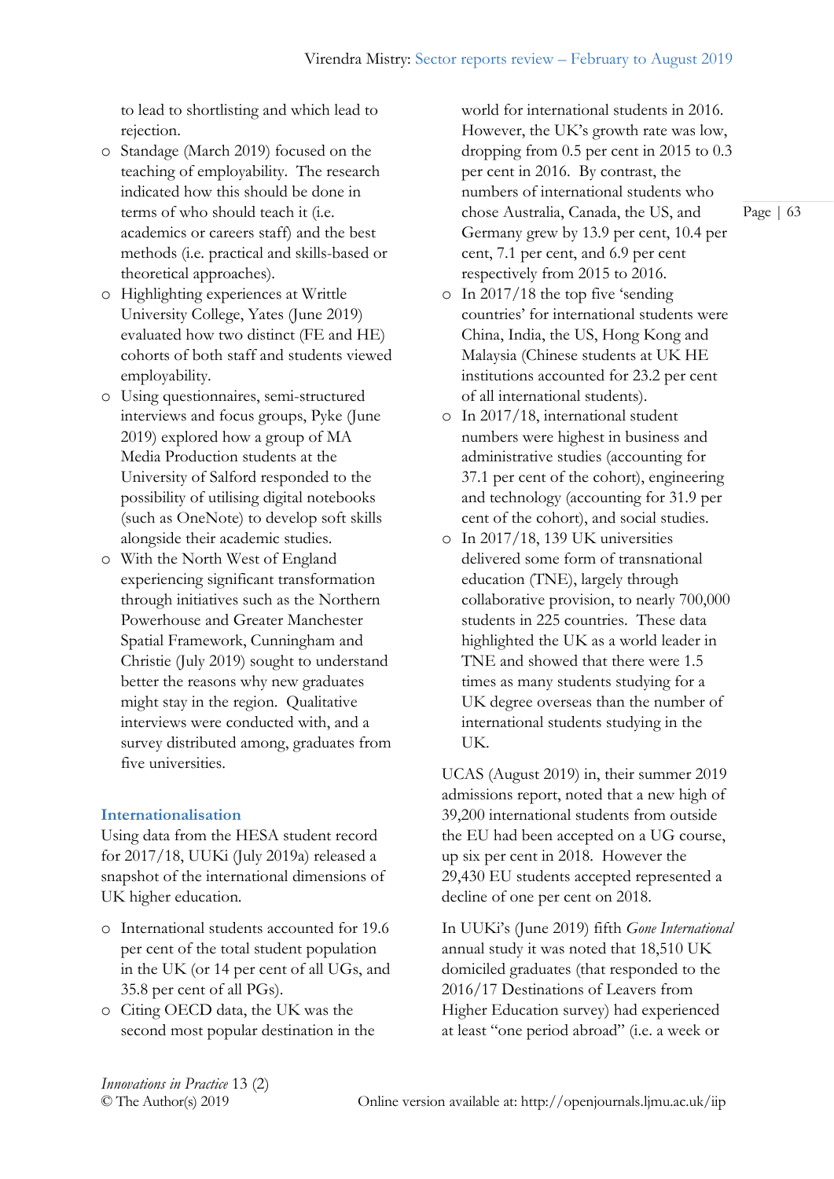to lead to shortlisting and which lead to rejection.

- Standage (March 2019) focused on the teaching of employability. The research indicated how this should be done in terms of who should teach it (i.e. academics or careers staff) and the best methods (i.e. practical and skills-based or theoretical approaches).
- Highlighting experiences at Writtle University College, Yates (June 2019) evaluated how two distinct (FE and HE) cohorts of both staff and students viewed employability.
- Using questionnaires, semi-structured interviews and focus groups, Pyke (June 2019) explored how a group of MA Media Production students at the University of Salford responded to the possibility of utilising digital notebooks (such as OneNote) to develop soft skills alongside their academic studies.
- With the North West of England experiencing significant transformation through initiatives such as the Northern Powerhouse and Greater Manchester Spatial Framework, Cunningham and Christie (July 2019) sought to understand better the reasons why new graduates might stay in the region. Qualitative interviews were conducted with, and a survey distributed among, graduates from five universities.

## Internationalisation

Using data from the HESA student record for 2017/18, UUKi (July 2019a) released a snapshot of the international dimensions of UK higher education.

- International students accounted for 19.6 per cent of the total student population in the UK (or 14 per cent of all UGs, and 35.8 per cent of all PGs).
- Citing OECD data, the UK was the second most popular destination in the world for international students in 2016. However, the UK's growth rate was low, dropping from 0.5 per cent in 2015 to 0.3 per cent in 2016. By contrast, the numbers of international students who chose Australia, Canada, the US, and Germany grew by 13.9 per cent, 10.4 per cent, 7.1 per cent, and 6.9 per cent respectively from 2015 to 2016.
- In 2017/18 the top five 'sending countries' for international students were China, India, the US, Hong Kong and Malaysia (Chinese students at UK HE institutions accounted for 23.2 per cent of all international students).
- In 2017/18, international student numbers were highest in business and administrative studies (accounting for 37.1 per cent of the cohort), engineering and technology (accounting for 31.9 per cent of the cohort), and social studies.
- In 2017/18, 139 UK universities delivered some form of transnational education (TNE), largely through collaborative provision, to nearly 700,000 students in 225 countries. These data highlighted the UK as a world leader in TNE and showed that there were 1.5 times as many students studying for a UK degree overseas than the number of international students studying in the UK.

UCAS (August 2019) in, their summer 2019 admissions report, noted that a new high of 39,200 international students from outside the EU had been accepted on a UG course, up six per cent in 2018. However the 29,430 EU students accepted represented a decline of one per cent on 2018.

In UUKi's (June 2019) fifth *Gone International* annual study it was noted that 18,510 UK domiciled graduates (that responded to the 2016/17 Destinations of Leavers from Higher Education survey) had experienced at least "one period abroad" (i.e. a week or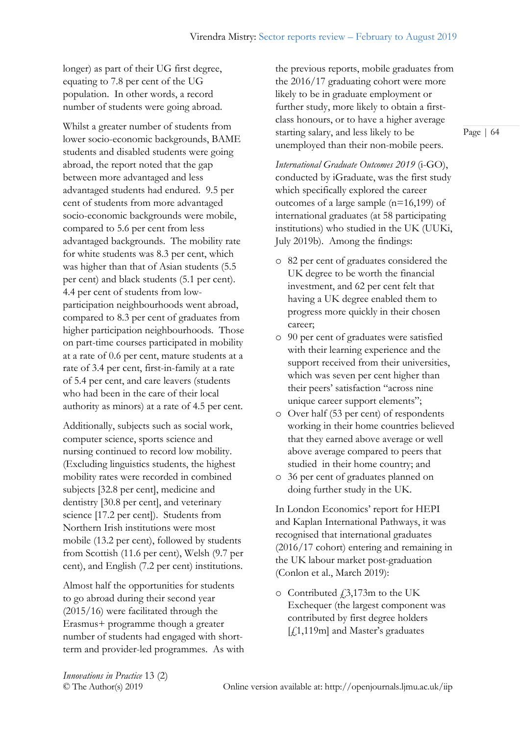longer) as part of their UG first degree, equating to 7.8 per cent of the UG population. In other words, a record number of students were going abroad.

Whilst a greater number of students from lower socio-economic backgrounds, BAME students and disabled students were going abroad, the report noted that the gap between more advantaged and less advantaged students had endured. 9.5 per cent of students from more advantaged socio-economic backgrounds were mobile, compared to 5.6 per cent from less advantaged backgrounds. The mobility rate for white students was 8.3 per cent, which was higher than that of Asian students (5.5 per cent) and black students (5.1 per cent). 4.4 per cent of students from low-participation neighbourhoods went abroad, compared to 8.3 per cent of graduates from higher participation neighbourhoods. Those on part-time courses participated in mobility at a rate of 0.6 per cent, mature students at a rate of 3.4 per cent, first-in-family at a rate of 5.4 per cent, and care leavers (students who had been in the care of their local authority as minors) at a rate of 4.5 per cent.

Additionally, subjects such as social work, computer science, sports science and nursing continued to record low mobility. (Excluding linguistics students, the highest mobility rates were recorded in combined subjects [32.8 per cent], medicine and dentistry [30.8 per cent], and veterinary science [17.2 per cent]). Students from Northern Irish institutions were most mobile (13.2 per cent), followed by students from Scottish (11.6 per cent), Welsh (9.7 per cent), and English (7.2 per cent) institutions.

Almost half the opportunities for students to go abroad during their second year (2015/16) were facilitated through the Erasmus+ programme though a greater number of students had engaged with short-term and provider-led programmes. As with the previous reports, mobile graduates from the 2016/17 graduating cohort were more likely to be in graduate employment or further study, more likely to obtain a first-class honours, or to have a higher average starting salary, and less likely to be unemployed than their non-mobile peers.

*International Graduate Outcomes 2019* (i-GO), conducted by iGraduate, was the first study which specifically explored the career outcomes of a large sample (n=16,199) of international graduates (at 58 participating institutions) who studied in the UK (UUKi, July 2019b). Among the findings:

- 82 per cent of graduates considered the UK degree to be worth the financial investment, and 62 per cent felt that having a UK degree enabled them to progress more quickly in their chosen career;
- 90 per cent of graduates were satisfied with their learning experience and the support received from their universities, which was seven per cent higher than their peers' satisfaction "across nine unique career support elements";
- Over half (53 per cent) of respondents working in their home countries believed that they earned above average or well above average compared to peers that studied in their home country; and
- 36 per cent of graduates planned on doing further study in the UK.

In London Economics' report for HEPI and Kaplan International Pathways, it was recognised that international graduates (2016/17 cohort) entering and remaining in the UK labour market post-graduation (Conlon et al., March 2019):

- Contributed £3,173m to the UK Exchequer (the largest component was contributed by first degree holders [£1,119m] and Master's graduates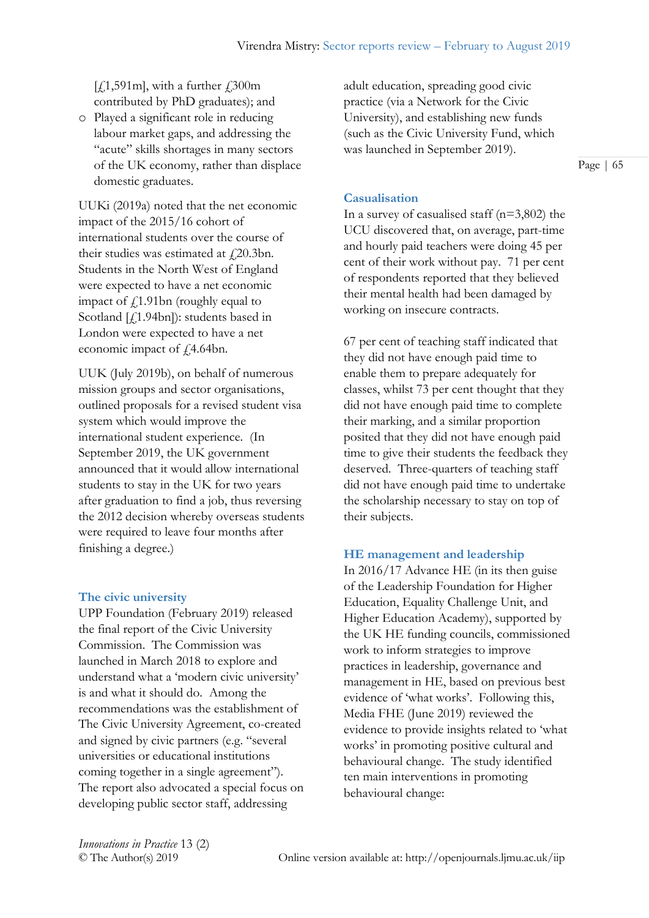[£1,591m], with a further £300m contributed by PhD graduates); and

- Played a significant role in reducing labour market gaps, and addressing the "acute" skills shortages in many sectors of the UK economy, rather than displace domestic graduates.

UUKi (2019a) noted that the net economic impact of the 2015/16 cohort of international students over the course of their studies was estimated at £20.3bn. Students in the North West of England were expected to have a net economic impact of £1.91bn (roughly equal to Scotland [£1.94bn]): students based in London were expected to have a net economic impact of £4.64bn.

UUK (July 2019b), on behalf of numerous mission groups and sector organisations, outlined proposals for a revised student visa system which would improve the international student experience. (In September 2019, the UK government announced that it would allow international students to stay in the UK for two years after graduation to find a job, thus reversing the 2012 decision whereby overseas students were required to leave four months after finishing a degree.)

## The civic university

UPP Foundation (February 2019) released the final report of the Civic University Commission. The Commission was launched in March 2018 to explore and understand what a 'modern civic university' is and what it should do. Among the recommendations was the establishment of The Civic University Agreement, co-created and signed by civic partners (e.g. "several universities or educational institutions coming together in a single agreement"). The report also advocated a special focus on developing public sector staff, addressing adult education, spreading good civic practice (via a Network for the Civic University), and establishing new funds (such as the Civic University Fund, which was launched in September 2019).

## Casualisation

In a survey of casualised staff (n=3,802) the UCU discovered that, on average, part-time and hourly paid teachers were doing 45 per cent of their work without pay. 71 per cent of respondents reported that they believed their mental health had been damaged by working on insecure contracts.

67 per cent of teaching staff indicated that they did not have enough paid time to enable them to prepare adequately for classes, whilst 73 per cent thought that they did not have enough paid time to complete their marking, and a similar proportion posited that they did not have enough paid time to give their students the feedback they deserved. Three-quarters of teaching staff did not have enough paid time to undertake the scholarship necessary to stay on top of their subjects.

## HE management and leadership

In 2016/17 Advance HE (in its then guise of the Leadership Foundation for Higher Education, Equality Challenge Unit, and Higher Education Academy), supported by the UK HE funding councils, commissioned work to inform strategies to improve practices in leadership, governance and management in HE, based on previous best evidence of 'what works'. Following this, Media FHE (June 2019) reviewed the evidence to provide insights related to 'what works' in promoting positive cultural and behavioural change. The study identified ten main interventions in promoting behavioural change: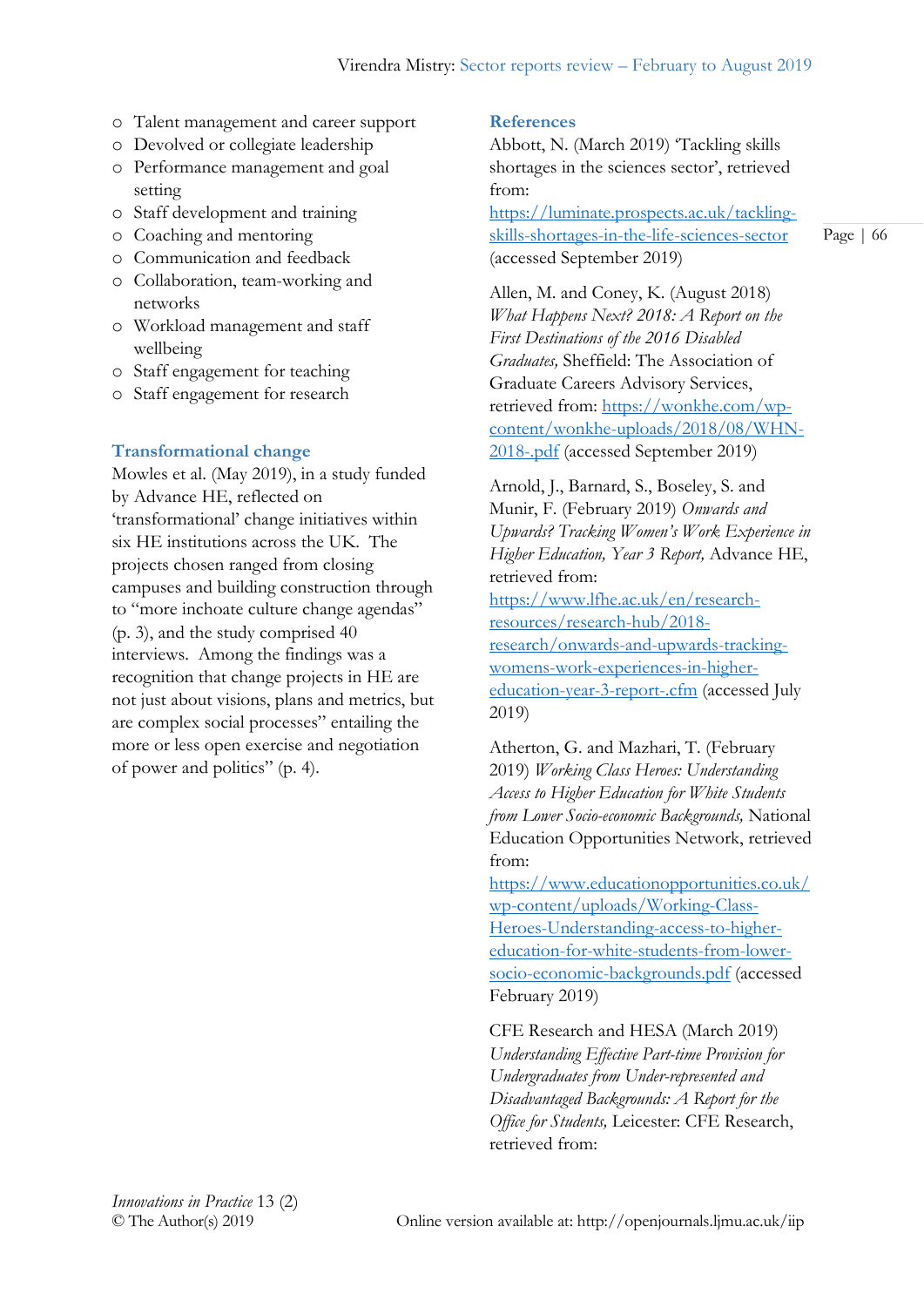- Talent management and career support
- Devolved or collegiate leadership
- Performance management and goal setting
- Staff development and training
- Coaching and mentoring
- Communication and feedback
- Collaboration, team-working and networks
- Workload management and staff wellbeing
- Staff engagement for teaching
- Staff engagement for research

### Transformational change

Mowles et al. (May 2019), in a study funded by Advance HE, reflected on 'transformational' change initiatives within six HE institutions across the UK. The projects chosen ranged from closing campuses and building construction through to "more inchoate culture change agendas" (p. 3), and the study comprised 40 interviews. Among the findings was a recognition that change projects in HE are not just about visions, plans and metrics, but are complex social processes" entailing the more or less open exercise and negotiation of power and politics" (p. 4).

### References

Abbott, N. (March 2019) 'Tackling skills shortages in the sciences sector', retrieved from: https://luminate.prospects.ac.uk/tackling-skills-shortages-in-the-life-sciences-sector (accessed September 2019)

Allen, M. and Coney, K. (August 2018) *What Happens Next? 2018: A Report on the First Destinations of the 2016 Disabled Graduates,* Sheffield: The Association of Graduate Careers Advisory Services, retrieved from: https://wonkhe.com/wp-content/wonkhe-uploads/2018/08/WHN-2018-.pdf (accessed September 2019)

Arnold, J., Barnard, S., Boseley, S. and Munir, F. (February 2019) *Onwards and Upwards? Tracking Women's Work Experience in Higher Education, Year 3 Report,* Advance HE, retrieved from: https://www.lfhe.ac.uk/en/research-resources/research-hub/2018-research/onwards-and-upwards-tracking-womens-work-experiences-in-higher-education-year-3-report-.cfm (accessed July 2019)

Atherton, G. and Mazhari, T. (February 2019) *Working Class Heroes: Understanding Access to Higher Education for White Students from Lower Socio-economic Backgrounds,* National Education Opportunities Network, retrieved from: https://www.educationopportunities.co.uk/wp-content/uploads/Working-Class-Heroes-Understanding-access-to-higher-education-for-white-students-from-lower-socio-economic-backgrounds.pdf (accessed February 2019)

CFE Research and HESA (March 2019) *Understanding Effective Part-time Provision for Undergraduates from Under-represented and Disadvantaged Backgrounds: A Report for the Office for Students,* Leicester: CFE Research, retrieved from: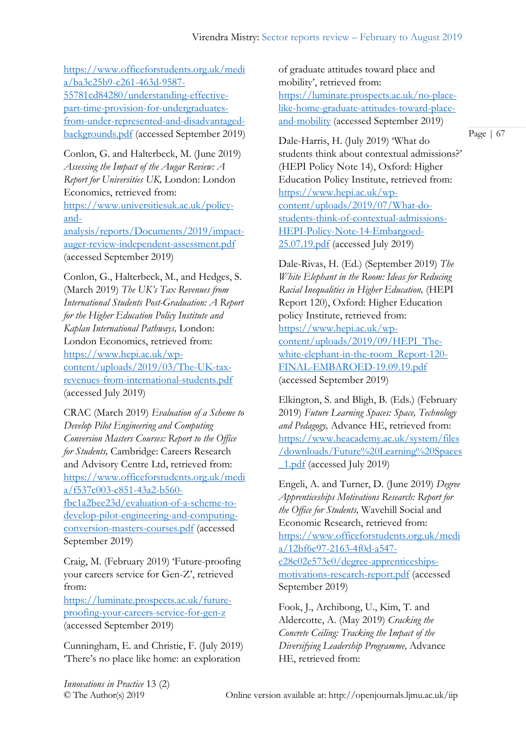https://www.officeforstudents.org.uk/media/ba3c25b9-c261-463d-9587-55781cd84280/understanding-effective-part-time-provision-for-undergraduates-from-under-represented-and-disadvantaged-backgrounds.pdf (accessed September 2019)

Conlon, G. and Halterbeck, M. (June 2019) *Assessing the Impact of the Augar Review: A Report for Universities UK,* London: London Economics, retrieved from: https://www.universitiesuk.ac.uk/policy-and-analysis/reports/Documents/2019/impact-auger-review-independent-assessment.pdf (accessed September 2019)

Conlon, G., Halterbeck, M., and Hedges, S. (March 2019) *The UK's Tax Revenues from International Students Post-Graduation: A Report for the Higher Education Policy Institute and Kaplan International Pathways,* London: London Economics, retrieved from: https://www.hepi.ac.uk/wp-content/uploads/2019/03/The-UK-tax-revenues-from-international-students.pdf (accessed July 2019)

CRAC (March 2019) *Evaluation of a Scheme to Develop Pilot Engineering and Computing Conversion Masters Courses: Report to the Office for Students,* Cambridge: Careers Research and Advisory Centre Ltd, retrieved from: https://www.officeforstudents.org.uk/media/f537c003-c851-43a2-b560-fbc1a2bee23d/evaluation-of-a-scheme-to-develop-pilot-engineering-and-computing-conversion-masters-courses.pdf (accessed September 2019)

Craig, M. (February 2019) 'Future-proofing your careers service for Gen-Z', retrieved from: https://luminate.prospects.ac.uk/future-proofing-your-careers-service-for-gen-z (accessed September 2019)

Cunningham, E. and Christie, F. (July 2019) 'There's no place like home: an exploration of graduate attitudes toward place and mobility', retrieved from: https://luminate.prospects.ac.uk/no-place-like-home-graduate-attitudes-toward-place-and-mobility (accessed September 2019)

Dale-Harris, H. (July 2019) 'What do students think about contextual admissions?' (HEPI Policy Note 14), Oxford: Higher Education Policy Institute, retrieved from: https://www.hepi.ac.uk/wp-content/uploads/2019/07/What-do-students-think-of-contextual-admissions-HEPI-Policy-Note-14-Embargoed-25.07.19.pdf (accessed July 2019)

Dale-Rivas, H. (Ed.) (September 2019) *The White Elephant in the Room: Ideas for Reducing Racial Inequalities in Higher Education,* (HEPI Report 120), Oxford: Higher Education policy Institute, retrieved from: https://www.hepi.ac.uk/wp-content/uploads/2019/09/HEPI_The-white-elephant-in-the-room_Report-120-FINAL-EMBAROED-19.09.19.pdf (accessed September 2019)

Elkington, S. and Bligh, B. (Eds.) (February 2019) *Future Learning Spaces: Space, Technology and Pedagogy,* Advance HE, retrieved from: https://www.heacademy.ac.uk/system/files/downloads/Future%20Learning%20Spaces_1.pdf (accessed July 2019)

Engeli, A. and Turner, D. (June 2019) *Degree Apprenticeships Motivations Research: Report for the Office for Students,* Wavehill Social and Economic Research, retrieved from: https://www.officeforstudents.org.uk/media/12bf6e97-2163-4f0d-a547-e28c02e573e0/degree-apprenticeships-motivations-research-report.pdf (accessed September 2019)

Fook, J., Archibong, U., Kim, T. and Aldercotte, A. (May 2019) *Cracking the Concrete Ceiling: Tracking the Impact of the Diversifying Leadership Programme,* Advance HE, retrieved from: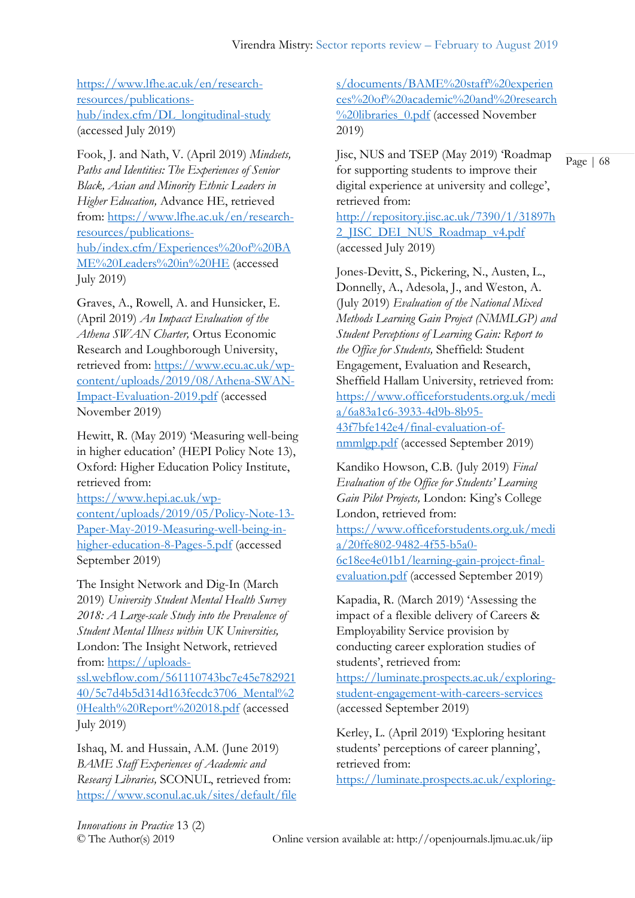https://www.lfhe.ac.uk/en/research-resources/publications-hub/index.cfm/DL_longitudinal-study (accessed July 2019)

Fook, J. and Nath, V. (April 2019) *Mindsets, Paths and Identities: The Experiences of Senior Black, Asian and Minority Ethnic Leaders in Higher Education,* Advance HE, retrieved from: https://www.lfhe.ac.uk/en/research-resources/publications-hub/index.cfm/Experiences%20of%20BAME%20Leaders%20in%20HE (accessed July 2019)

Graves, A., Rowell, A. and Hunsicker, E. (April 2019) *An Impacct Evaluation of the Athena SWAN Charter,* Ortus Economic Research and Loughborough University, retrieved from: https://www.ecu.ac.uk/wp-content/uploads/2019/08/Athena-SWAN-Impact-Evaluation-2019.pdf (accessed November 2019)

Hewitt, R. (May 2019) 'Measuring well-being in higher education' (HEPI Policy Note 13), Oxford: Higher Education Policy Institute, retrieved from: https://www.hepi.ac.uk/wp-content/uploads/2019/05/Policy-Note-13-Paper-May-2019-Measuring-well-being-in-higher-education-8-Pages-5.pdf (accessed September 2019)

The Insight Network and Dig-In (March 2019) *University Student Mental Health Survey 2018: A Large-scale Study into the Prevalence of Student Mental Illness within UK Universities,* London: The Insight Network, retrieved from: https://uploads-ssl.webflow.com/561110743bc7e45e78292140/5c7d4b5d314d163fecdc3706_Mental%20Health%20Report%202018.pdf (accessed July 2019)

Ishaq, M. and Hussain, A.M. (June 2019) *BAME Staff Experiences of Academic and Researcj Libraries,* SCONUL, retrieved from: https://www.sconul.ac.uk/sites/default/files/documents/BAME%20staff%20experiences%20of%20academic%20and%20research%20libraries_0.pdf (accessed November 2019)

Jisc, NUS and TSEP (May 2019) 'Roadmap for supporting students to improve their digital experience at university and college', retrieved from: http://repository.jisc.ac.uk/7390/1/31897h2_JISC_DEI_NUS_Roadmap_v4.pdf (accessed July 2019)

Jones-Devitt, S., Pickering, N., Austen, L., Donnelly, A., Adesola, J., and Weston, A. (July 2019) *Evaluation of the National Mixed Methods Learning Gain Project (NMMLGP) and Student Perceptions of Learning Gain: Report to the Office for Students,* Sheffield: Student Engagement, Evaluation and Research, Sheffield Hallam University, retrieved from: https://www.officeforstudents.org.uk/media/6a83a1c6-3933-4d9b-8b95-43f7bfe142e4/final-evaluation-of-nmmlgp.pdf (accessed September 2019)

Kandiko Howson, C.B. (July 2019) *Final Evaluation of the Office for Students' Learning Gain Pilot Projects,* London: King's College London, retrieved from: https://www.officeforstudents.org.uk/media/20ffe802-9482-4f55-b5a0-6c18ee4e01b1/learning-gain-project-final-evaluation.pdf (accessed September 2019)

Kapadia, R. (March 2019) 'Assessing the impact of a flexible delivery of Careers & Employability Service provision by conducting career exploration studies of students', retrieved from: https://luminate.prospects.ac.uk/exploring-student-engagement-with-careers-services (accessed September 2019)

Kerley, L. (April 2019) 'Exploring hesitant students' perceptions of career planning', retrieved from: https://luminate.prospects.ac.uk/exploring-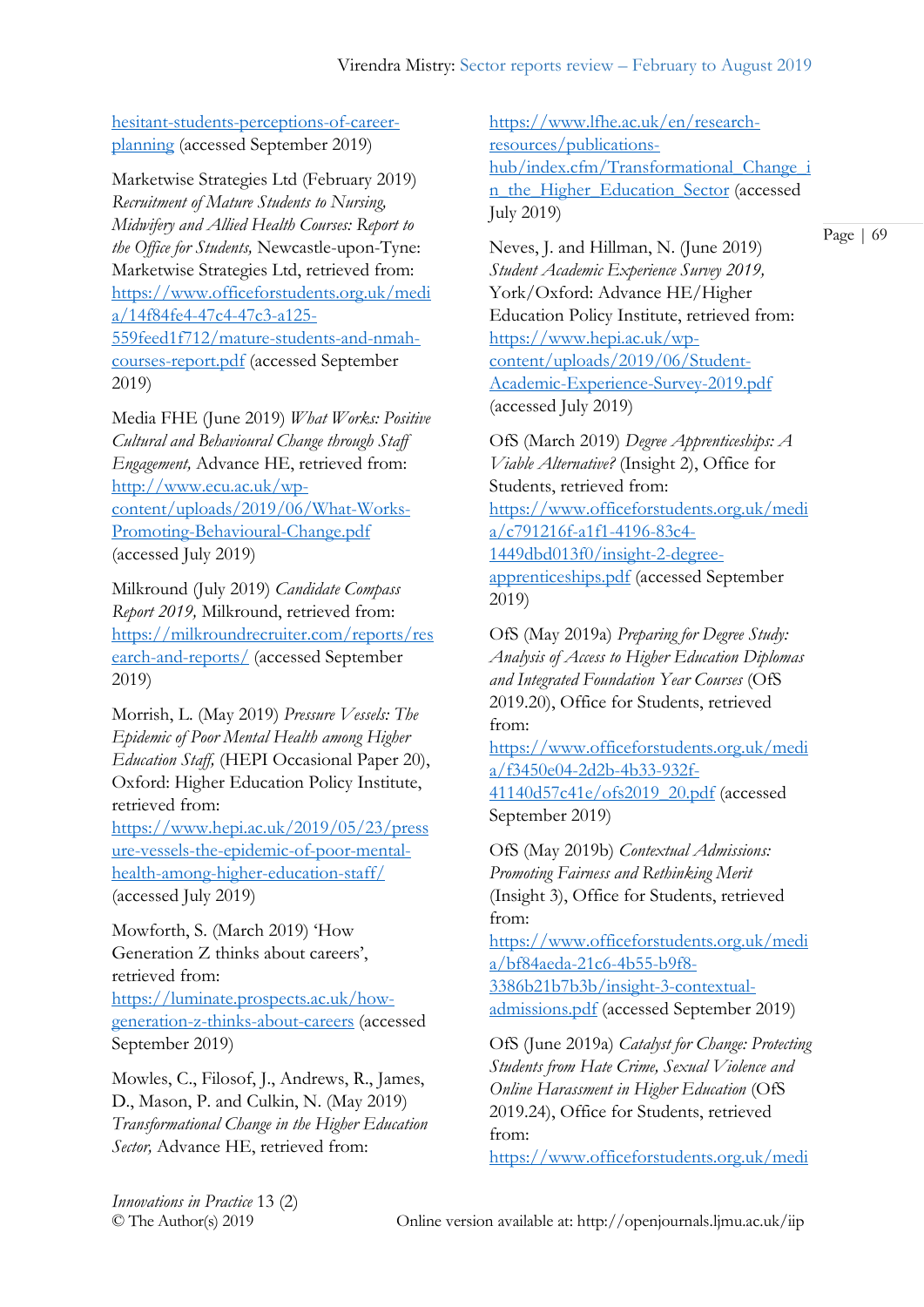hesitant-students-perceptions-of-career-planning (accessed September 2019)

Marketwise Strategies Ltd (February 2019) *Recruitment of Mature Students to Nursing, Midwifery and Allied Health Courses: Report to the Office for Students,* Newcastle-upon-Tyne: Marketwise Strategies Ltd, retrieved from: https://www.officeforstudents.org.uk/media/14f84fe4-47c4-47c3-a125-559feed1f712/mature-students-and-nmah-courses-report.pdf (accessed September 2019)

Media FHE (June 2019) *What Works: Positive Cultural and Behavioural Change through Staff Engagement,* Advance HE, retrieved from: http://www.ecu.ac.uk/wp-content/uploads/2019/06/What-Works-Promoting-Behavioural-Change.pdf (accessed July 2019)

Milkround (July 2019) *Candidate Compass Report 2019,* Milkround, retrieved from: https://milkroundrecruiter.com/reports/research-and-reports/ (accessed September 2019)

Morrish, L. (May 2019) *Pressure Vessels: The Epidemic of Poor Mental Health among Higher Education Staff,* (HEPI Occasional Paper 20), Oxford: Higher Education Policy Institute, retrieved from: https://www.hepi.ac.uk/2019/05/23/pressure-vessels-the-epidemic-of-poor-mental-health-among-higher-education-staff/ (accessed July 2019)

Mowforth, S. (March 2019) 'How Generation Z thinks about careers', retrieved from: https://luminate.prospects.ac.uk/how-generation-z-thinks-about-careers (accessed September 2019)

Mowles, C., Filosof, J., Andrews, R., James, D., Mason, P. and Culkin, N. (May 2019) *Transformational Change in the Higher Education Sector,* Advance HE, retrieved from: https://www.lfhe.ac.uk/en/research-resources/publications-hub/index.cfm/Transformational_Change_in_the_Higher_Education_Sector (accessed July 2019)

Neves, J. and Hillman, N. (June 2019) *Student Academic Experience Survey 2019,* York/Oxford: Advance HE/Higher Education Policy Institute, retrieved from: https://www.hepi.ac.uk/wp-content/uploads/2019/06/Student-Academic-Experience-Survey-2019.pdf (accessed July 2019)

OfS (March 2019) *Degree Apprenticeships: A Viable Alternative?* (Insight 2), Office for Students, retrieved from: https://www.officeforstudents.org.uk/media/c791216f-a1f1-4196-83c4-1449dbd013f0/insight-2-degree-apprenticeships.pdf (accessed September 2019)

OfS (May 2019a) *Preparing for Degree Study: Analysis of Access to Higher Education Diplomas and Integrated Foundation Year Courses* (OfS 2019.20), Office for Students, retrieved from: https://www.officeforstudents.org.uk/media/f3450e04-2d2b-4b33-932f-41140d57c41e/ofs2019_20.pdf (accessed September 2019)

OfS (May 2019b) *Contextual Admissions: Promoting Fairness and Rethinking Merit* (Insight 3), Office for Students, retrieved from: https://www.officeforstudents.org.uk/media/bf84aeda-21c6-4b55-b9f8-3386b21b7b3b/insight-3-contextual-admissions.pdf (accessed September 2019)

OfS (June 2019a) *Catalyst for Change: Protecting Students from Hate Crime, Sexual Violence and Online Harassment in Higher Education* (OfS 2019.24), Office for Students, retrieved from: https://www.officeforstudents.org.uk/medi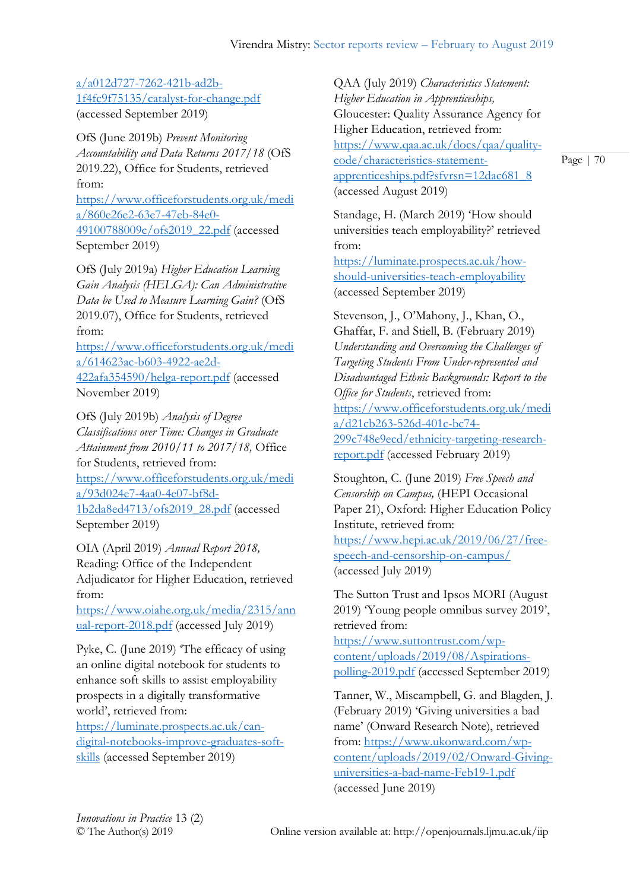a/a012d727-7262-421b-ad2b-1f4fc9f75135/catalyst-for-change.pdf (accessed September 2019)

OfS (June 2019b) *Prevent Monitoring Accountability and Data Returns 2017/18* (OfS 2019.22), Office for Students, retrieved from: https://www.officeforstudents.org.uk/media/860e26e2-63e7-47eb-84e0-49100788009c/ofs2019_22.pdf (accessed September 2019)

OfS (July 2019a) *Higher Education Learning Gain Analysis (HELGA): Can Administrative Data be Used to Measure Learning Gain?* (OfS 2019.07), Office for Students, retrieved from: https://www.officeforstudents.org.uk/media/614623ac-b603-4922-ae2d-422afa354590/helga-report.pdf (accessed November 2019)

OfS (July 2019b) *Analysis of Degree Classifications over Time: Changes in Graduate Attainment from 2010/11 to 2017/18,* Office for Students, retrieved from: https://www.officeforstudents.org.uk/media/93d024e7-4aa0-4e07-bf8d-1b2da8ed4713/ofs2019_28.pdf (accessed September 2019)

OIA (April 2019) *Annual Report 2018,* Reading: Office of the Independent Adjudicator for Higher Education, retrieved from: https://www.oiahe.org.uk/media/2315/annual-report-2018.pdf (accessed July 2019)

Pyke, C. (June 2019) 'The efficacy of using an online digital notebook for students to enhance soft skills to assist employability prospects in a digitally transformative world', retrieved from: https://luminate.prospects.ac.uk/can-digital-notebooks-improve-graduates-soft-skills (accessed September 2019)

QAA (July 2019) *Characteristics Statement: Higher Education in Apprenticeships,* Gloucester: Quality Assurance Agency for Higher Education, retrieved from: https://www.qaa.ac.uk/docs/qaa/quality-code/characteristics-statement-apprenticeships.pdf?sfvrsn=12dac681_8 (accessed August 2019)

Standage, H. (March 2019) 'How should universities teach employability?' retrieved from: https://luminate.prospects.ac.uk/how-should-universities-teach-employability (accessed September 2019)

Stevenson, J., O'Mahony, J., Khan, O., Ghaffar, F. and Stiell, B. (February 2019) *Understanding and Overcoming the Challenges of Targeting Students From Under-represented and Disadvantaged Ethnic Backgrounds: Report to the Office for Students*, retrieved from: https://www.officeforstudents.org.uk/media/d21cb263-526d-401c-bc74-299c748e9ecd/ethnicity-targeting-research-report.pdf (accessed February 2019)

Stoughton, C. (June 2019) *Free Speech and Censorship on Campus,* (HEPI Occasional Paper 21), Oxford: Higher Education Policy Institute, retrieved from: https://www.hepi.ac.uk/2019/06/27/free-speech-and-censorship-on-campus/ (accessed July 2019)

The Sutton Trust and Ipsos MORI (August 2019) 'Young people omnibus survey 2019', retrieved from: https://www.suttontrust.com/wp-content/uploads/2019/08/Aspirations-polling-2019.pdf (accessed September 2019)

Tanner, W., Miscampbell, G. and Blagden, J. (February 2019) 'Giving universities a bad name' (Onward Research Note), retrieved from: https://www.ukonward.com/wp-content/uploads/2019/02/Onward-Giving-universities-a-bad-name-Feb19-1.pdf (accessed June 2019)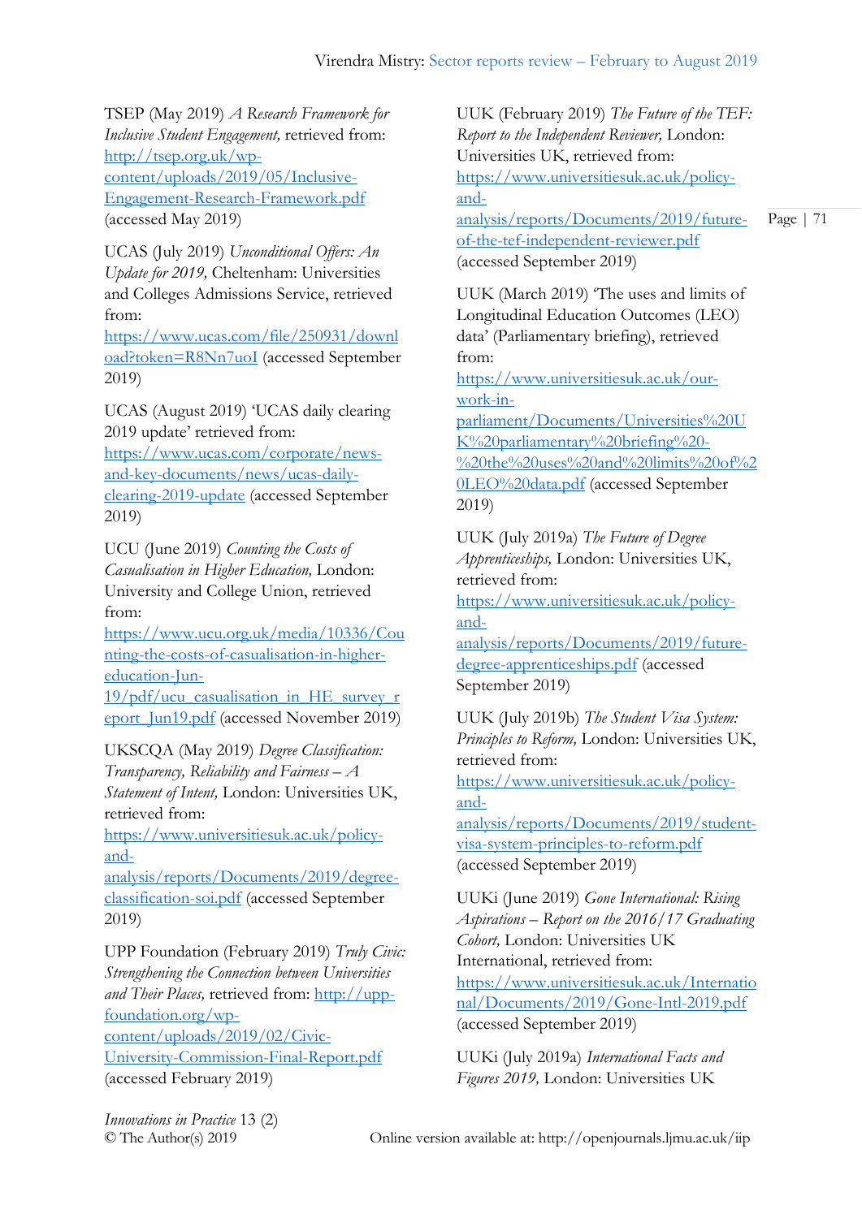TSEP (May 2019) *A Research Framework for Inclusive Student Engagement,* retrieved from: http://tsep.org.uk/wp-content/uploads/2019/05/Inclusive-Engagement-Research-Framework.pdf (accessed May 2019)

UCAS (July 2019) *Unconditional Offers: An Update for 2019,* Cheltenham: Universities and Colleges Admissions Service, retrieved from: https://www.ucas.com/file/250931/download?token=R8Nn7uoI (accessed September 2019)

UCAS (August 2019) 'UCAS daily clearing 2019 update' retrieved from: https://www.ucas.com/corporate/news-and-key-documents/news/ucas-daily-clearing-2019-update (accessed September 2019)

UCU (June 2019) *Counting the Costs of Casualisation in Higher Education,* London: University and College Union, retrieved from: https://www.ucu.org.uk/media/10336/Counting-the-costs-of-casualisation-in-higher-education-Jun-19/pdf/ucu_casualisation_in_HE_survey_report_Jun19.pdf (accessed November 2019)

UKSCQA (May 2019) *Degree Classification: Transparency, Reliability and Fairness – A Statement of Intent,* London: Universities UK, retrieved from: https://www.universitiesuk.ac.uk/policy-and-analysis/reports/Documents/2019/degree-classification-soi.pdf (accessed September 2019)

UPP Foundation (February 2019) *Truly Civic: Strengthening the Connection between Universities and Their Places,* retrieved from: http://upp-foundation.org/wp-content/uploads/2019/02/Civic-University-Commission-Final-Report.pdf (accessed February 2019)

UUK (February 2019) *The Future of the TEF: Report to the Independent Reviewer,* London: Universities UK, retrieved from: https://www.universitiesuk.ac.uk/policy-and-analysis/reports/Documents/2019/future-of-the-tef-independent-reviewer.pdf (accessed September 2019)

UUK (March 2019) 'The uses and limits of Longitudinal Education Outcomes (LEO) data' (Parliamentary briefing), retrieved from: https://www.universitiesuk.ac.uk/our-work-in-parliament/Documents/Universities%20UK%20parliamentary%20briefing%20-%20the%20uses%20and%20limits%20of%20LEO%20data.pdf (accessed September 2019)

UUK (July 2019a) *The Future of Degree Apprenticeships,* London: Universities UK, retrieved from: https://www.universitiesuk.ac.uk/policy-and-analysis/reports/Documents/2019/future-degree-apprenticeships.pdf (accessed September 2019)

UUK (July 2019b) *The Student Visa System: Principles to Reform,* London: Universities UK, retrieved from: https://www.universitiesuk.ac.uk/policy-and-analysis/reports/Documents/2019/student-visa-system-principles-to-reform.pdf (accessed September 2019)

UUKi (June 2019) *Gone International: Rising Aspirations – Report on the 2016/17 Graduating Cohort,* London: Universities UK International, retrieved from: https://www.universitiesuk.ac.uk/International/Documents/2019/Gone-Intl-2019.pdf (accessed September 2019)

UUKi (July 2019a) *International Facts and Figures 2019,* London: Universities UK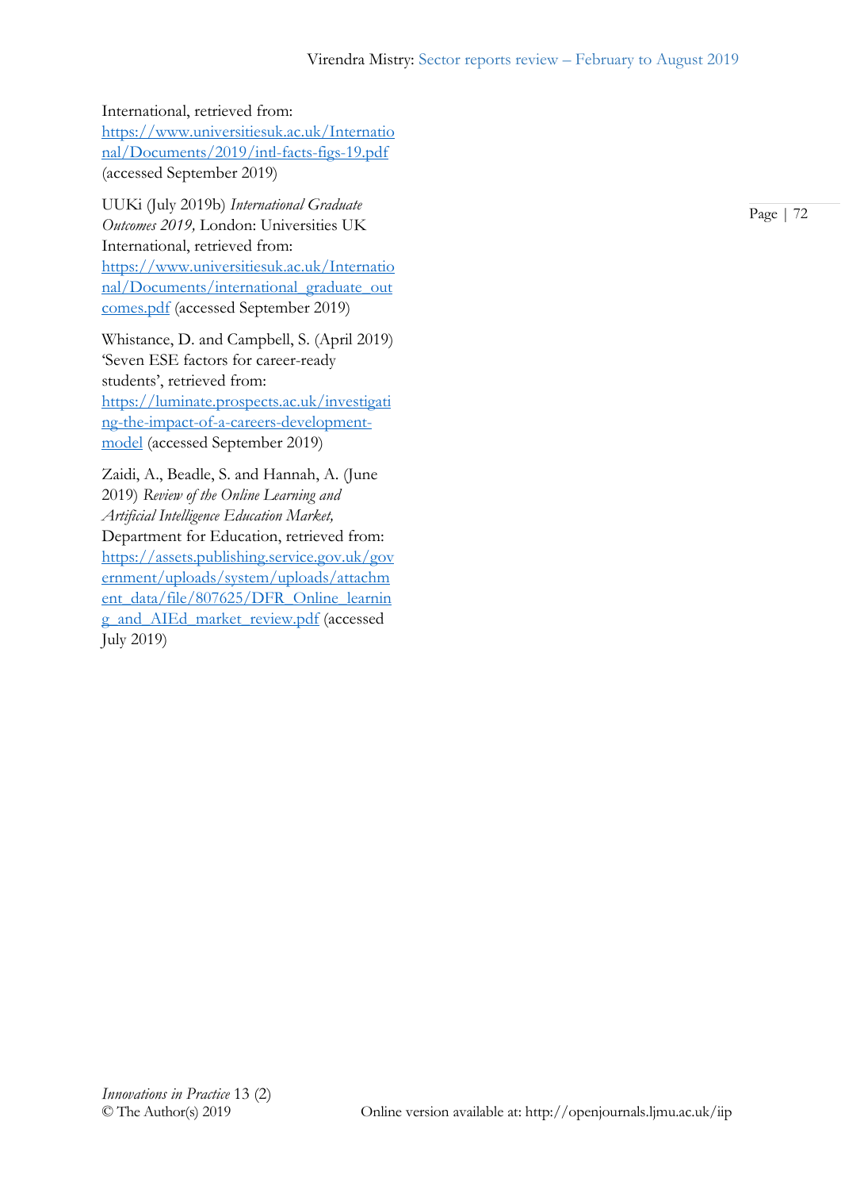International, retrieved from: [https://www.universitiesuk.ac.uk/International/Documents/2019/intl-facts-figs-19.pdf](https://www.universitiesuk.ac.uk/International/Documents/2019/intl-facts-figs-19.pdf) (accessed September 2019)

UUKi (July 2019b) *International Graduate Outcomes 2019,* London: Universities UK International, retrieved from: [https://www.universitiesuk.ac.uk/International/Documents/international_graduate_outcomes.pdf](https://www.universitiesuk.ac.uk/International/Documents/international_graduate_outcomes.pdf) (accessed September 2019)

Whistance, D. and Campbell, S. (April 2019) 'Seven ESE factors for career-ready students', retrieved from: [https://luminate.prospects.ac.uk/investigating-the-impact-of-a-careers-development-model](https://luminate.prospects.ac.uk/investigating-the-impact-of-a-careers-development-model) (accessed September 2019)

Zaidi, A., Beadle, S. and Hannah, A. (June 2019) *Review of the Online Learning and Artificial Intelligence Education Market,* Department for Education, retrieved from: [https://assets.publishing.service.gov.uk/government/uploads/system/uploads/attachment_data/file/807625/DFR_Online_learning_and_AIEd_market_review.pdf](https://assets.publishing.service.gov.uk/government/uploads/system/uploads/attachment_data/file/807625/DFR_Online_learning_and_AIEd_market_review.pdf) (accessed July 2019)